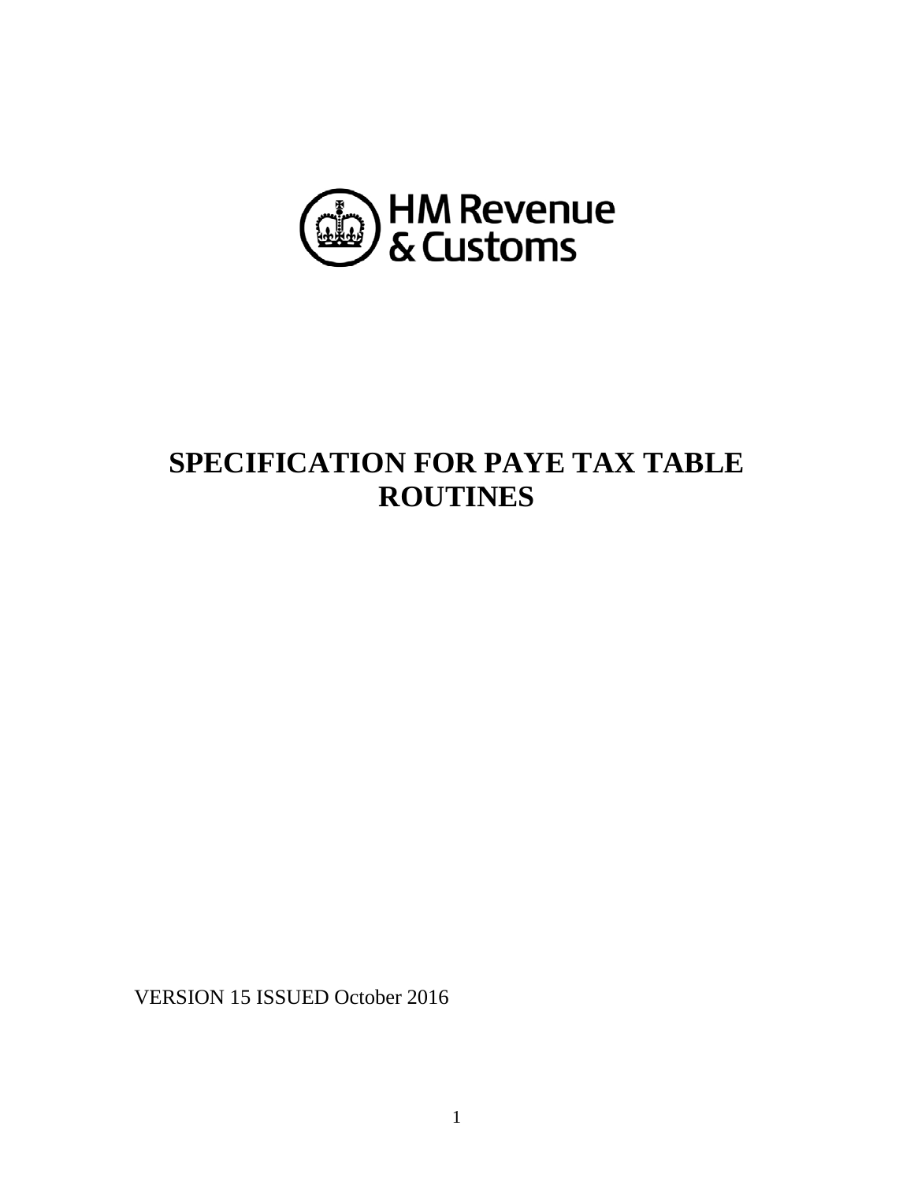HM Revenue & Customs

# SPECIFICATION FOR PAYE TAX TABLE ROUTINES

VERSION 15 ISSUED October 2016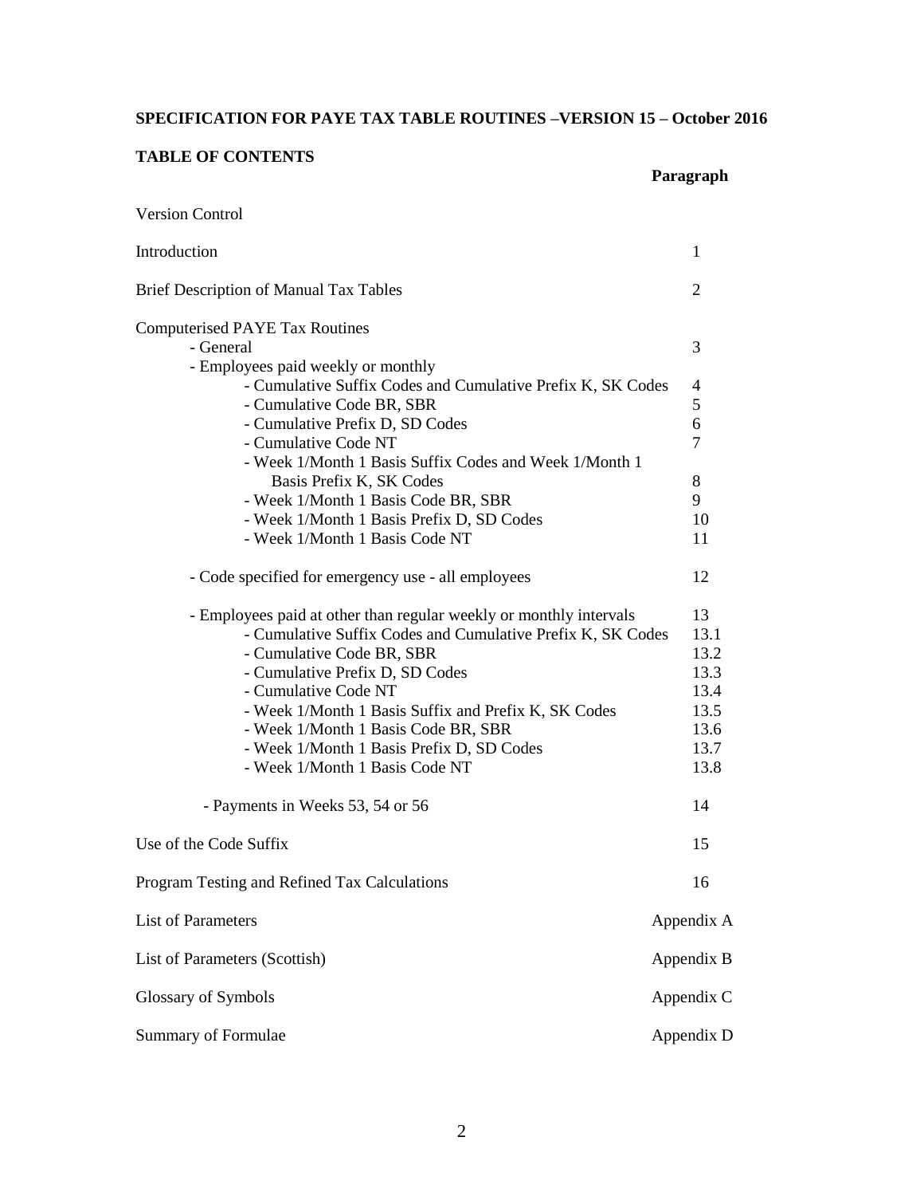**SPECIFICATION FOR PAYE TAX TABLE ROUTINES –VERSION 15 – October 2016**

**TABLE OF CONTENTS**

| | **Paragraph** |
|---|---|
| Version Control | |
| Introduction | 1 |
| Brief Description of Manual Tax Tables | 2 |
| Computerised PAYE Tax Routines | |
| - General | 3 |
| - Employees paid weekly or monthly | |
| - Cumulative Suffix Codes and Cumulative Prefix K, SK Codes | 4 |
| - Cumulative Code BR, SBR | 5 |
| - Cumulative Prefix D, SD Codes | 6 |
| - Cumulative Code NT | 7 |
| - Week 1/Month 1 Basis Suffix Codes and Week 1/Month 1 Basis Prefix K, SK Codes | 8 |
| - Week 1/Month 1 Basis Code BR, SBR | 9 |
| - Week 1/Month 1 Basis Prefix D, SD Codes | 10 |
| - Week 1/Month 1 Basis Code NT | 11 |
| - Code specified for emergency use - all employees | 12 |
| - Employees paid at other than regular weekly or monthly intervals | 13 |
| - Cumulative Suffix Codes and Cumulative Prefix K, SK Codes | 13.1 |
| - Cumulative Code BR, SBR | 13.2 |
| - Cumulative Prefix D, SD Codes | 13.3 |
| - Cumulative Code NT | 13.4 |
| - Week 1/Month 1 Basis Suffix and Prefix K, SK Codes | 13.5 |
| - Week 1/Month 1 Basis Code BR, SBR | 13.6 |
| - Week 1/Month 1 Basis Prefix D, SD Codes | 13.7 |
| - Week 1/Month 1 Basis Code NT | 13.8 |
| - Payments in Weeks 53, 54 or 56 | 14 |
| Use of the Code Suffix | 15 |
| Program Testing and Refined Tax Calculations | 16 |
| List of Parameters | Appendix A |
| List of Parameters (Scottish) | Appendix B |
| Glossary of Symbols | Appendix C |
| Summary of Formulae | Appendix D |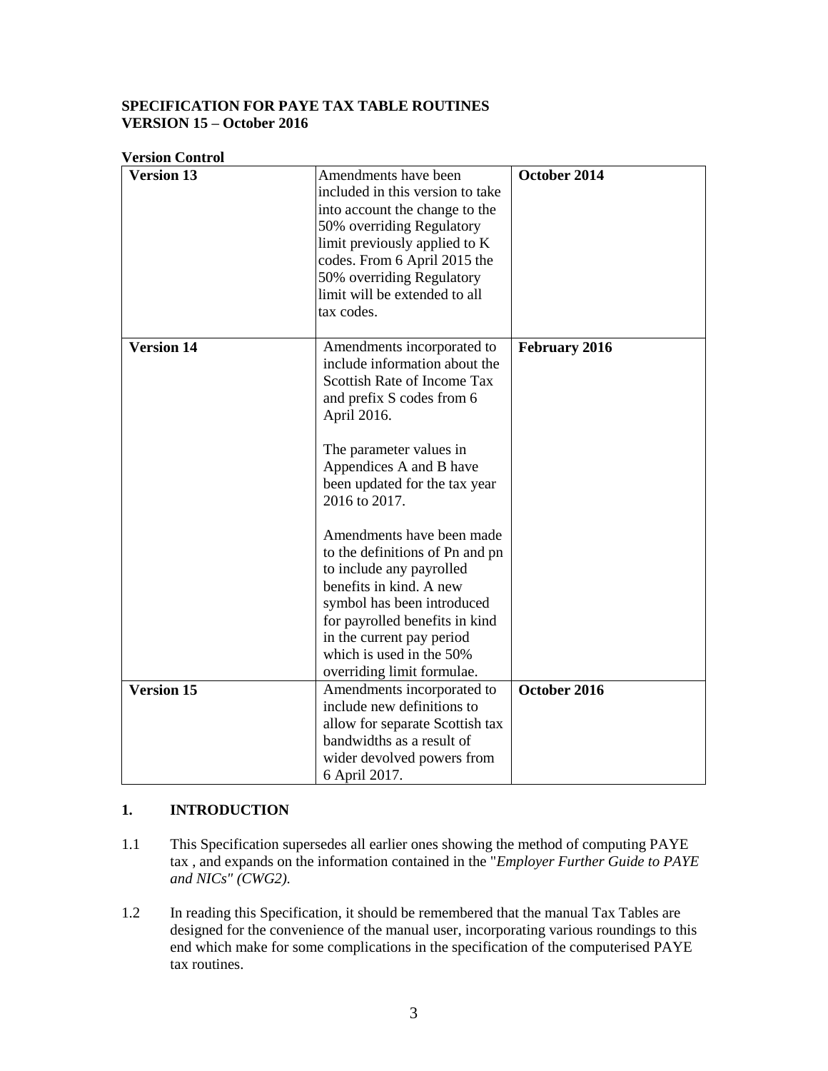**SPECIFICATION FOR PAYE TAX TABLE ROUTINES**
**VERSION 15 – October 2016**

**Version Control**

| | | |
|---|---|---|
| **Version 13** | Amendments have been included in this version to take into account the change to the 50% overriding Regulatory limit previously applied to K codes. From 6 April 2015 the 50% overriding Regulatory limit will be extended to all tax codes. | **October 2014** |
| **Version 14** | Amendments incorporated to include information about the Scottish Rate of Income Tax and prefix S codes from 6 April 2016.<br><br>The parameter values in Appendices A and B have been updated for the tax year 2016 to 2017.<br><br>Amendments have been made to the definitions of Pn and pn to include any payrolled benefits in kind. A new symbol has been introduced for payrolled benefits in kind in the current pay period which is used in the 50% overriding limit formulae. | **February 2016** |
| **Version 15** | Amendments incorporated to include new definitions to allow for separate Scottish tax bandwidths as a result of wider devolved powers from 6 April 2017. | **October 2016** |

## 1. INTRODUCTION

1.1 This Specification supersedes all earlier ones showing the method of computing PAYE tax , and expands on the information contained in the "*Employer Further Guide to PAYE and NICs" (CWG2).*

1.2 In reading this Specification, it should be remembered that the manual Tax Tables are designed for the convenience of the manual user, incorporating various roundings to this end which make for some complications in the specification of the computerised PAYE tax routines.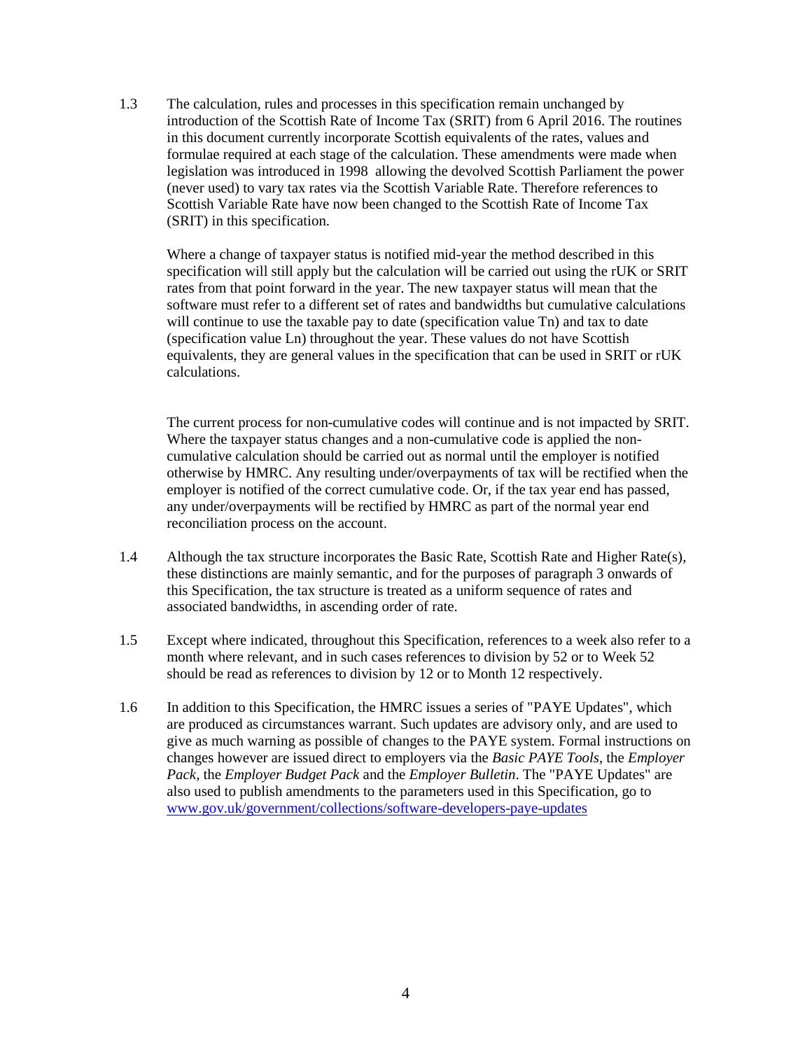1.3 The calculation, rules and processes in this specification remain unchanged by introduction of the Scottish Rate of Income Tax (SRIT) from 6 April 2016. The routines in this document currently incorporate Scottish equivalents of the rates, values and formulae required at each stage of the calculation. These amendments were made when legislation was introduced in 1998 allowing the devolved Scottish Parliament the power (never used) to vary tax rates via the Scottish Variable Rate. Therefore references to Scottish Variable Rate have now been changed to the Scottish Rate of Income Tax (SRIT) in this specification.

Where a change of taxpayer status is notified mid-year the method described in this specification will still apply but the calculation will be carried out using the rUK or SRIT rates from that point forward in the year. The new taxpayer status will mean that the software must refer to a different set of rates and bandwidths but cumulative calculations will continue to use the taxable pay to date (specification value Tn) and tax to date (specification value Ln) throughout the year. These values do not have Scottish equivalents, they are general values in the specification that can be used in SRIT or rUK calculations.

The current process for non-cumulative codes will continue and is not impacted by SRIT. Where the taxpayer status changes and a non-cumulative code is applied the non-cumulative calculation should be carried out as normal until the employer is notified otherwise by HMRC. Any resulting under/overpayments of tax will be rectified when the employer is notified of the correct cumulative code. Or, if the tax year end has passed, any under/overpayments will be rectified by HMRC as part of the normal year end reconciliation process on the account.

1.4 Although the tax structure incorporates the Basic Rate, Scottish Rate and Higher Rate(s), these distinctions are mainly semantic, and for the purposes of paragraph 3 onwards of this Specification, the tax structure is treated as a uniform sequence of rates and associated bandwidths, in ascending order of rate.

1.5 Except where indicated, throughout this Specification, references to a week also refer to a month where relevant, and in such cases references to division by 52 or to Week 52 should be read as references to division by 12 or to Month 12 respectively.

1.6 In addition to this Specification, the HMRC issues a series of "PAYE Updates", which are produced as circumstances warrant. Such updates are advisory only, and are used to give as much warning as possible of changes to the PAYE system. Formal instructions on changes however are issued direct to employers via the *Basic PAYE Tools*, the *Employer Pack*, the *Employer Budget Pack* and the *Employer Bulletin*. The "PAYE Updates" are also used to publish amendments to the parameters used in this Specification, go to www.gov.uk/government/collections/software-developers-paye-updates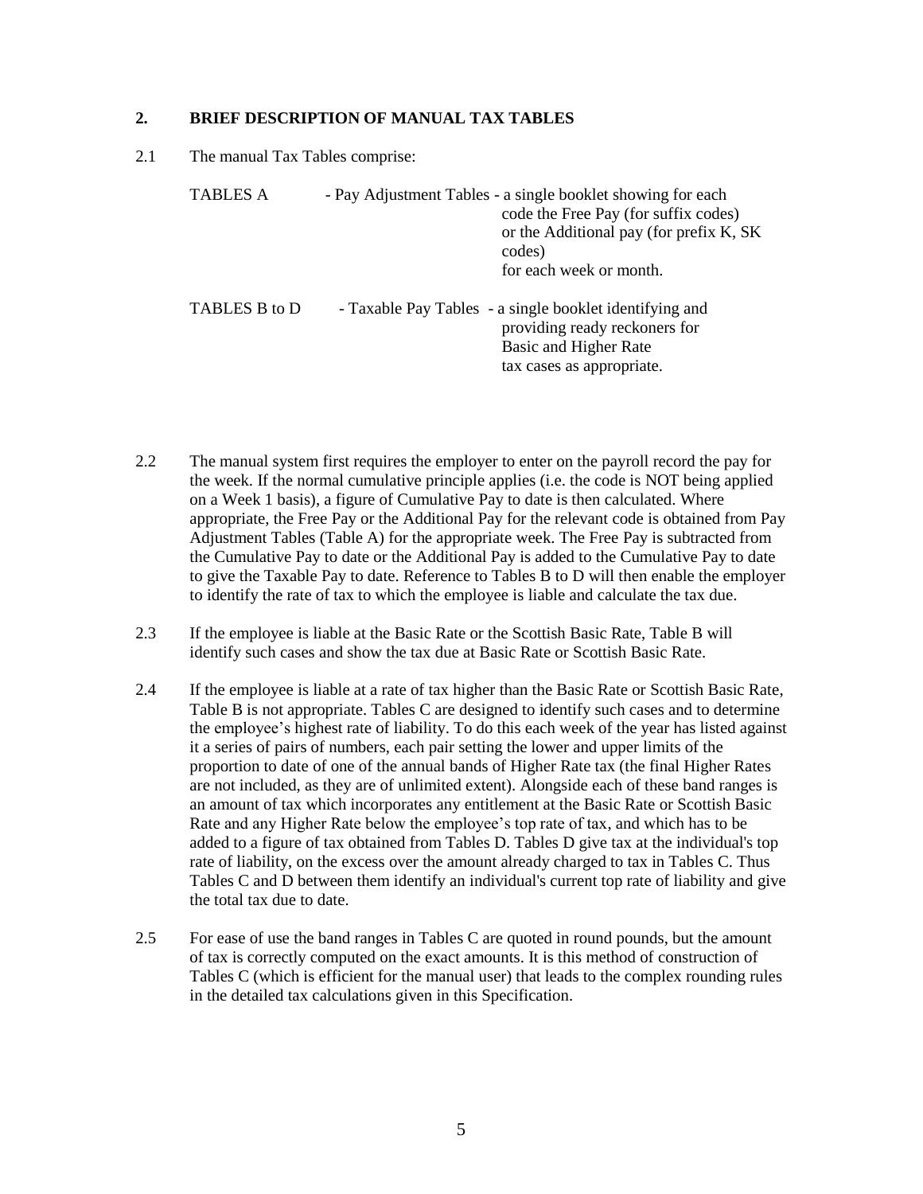## 2. BRIEF DESCRIPTION OF MANUAL TAX TABLES

2.1 The manual Tax Tables comprise:

| | |
|---|---|
| TABLES A | - Pay Adjustment Tables - a single booklet showing for each code the Free Pay (for suffix codes) or the Additional pay (for prefix K, SK codes) for each week or month. |
| TABLES B to D | - Taxable Pay Tables - a single booklet identifying and providing ready reckoners for Basic and Higher Rate tax cases as appropriate. |

2.2 The manual system first requires the employer to enter on the payroll record the pay for the week. If the normal cumulative principle applies (i.e. the code is NOT being applied on a Week 1 basis), a figure of Cumulative Pay to date is then calculated. Where appropriate, the Free Pay or the Additional Pay for the relevant code is obtained from Pay Adjustment Tables (Table A) for the appropriate week. The Free Pay is subtracted from the Cumulative Pay to date or the Additional Pay is added to the Cumulative Pay to date to give the Taxable Pay to date. Reference to Tables B to D will then enable the employer to identify the rate of tax to which the employee is liable and calculate the tax due.

2.3 If the employee is liable at the Basic Rate or the Scottish Basic Rate, Table B will identify such cases and show the tax due at Basic Rate or Scottish Basic Rate.

2.4 If the employee is liable at a rate of tax higher than the Basic Rate or Scottish Basic Rate, Table B is not appropriate. Tables C are designed to identify such cases and to determine the employee's highest rate of liability. To do this each week of the year has listed against it a series of pairs of numbers, each pair setting the lower and upper limits of the proportion to date of one of the annual bands of Higher Rate tax (the final Higher Rates are not included, as they are of unlimited extent). Alongside each of these band ranges is an amount of tax which incorporates any entitlement at the Basic Rate or Scottish Basic Rate and any Higher Rate below the employee's top rate of tax, and which has to be added to a figure of tax obtained from Tables D. Tables D give tax at the individual's top rate of liability, on the excess over the amount already charged to tax in Tables C. Thus Tables C and D between them identify an individual's current top rate of liability and give the total tax due to date.

2.5 For ease of use the band ranges in Tables C are quoted in round pounds, but the amount of tax is correctly computed on the exact amounts. It is this method of construction of Tables C (which is efficient for the manual user) that leads to the complex rounding rules in the detailed tax calculations given in this Specification.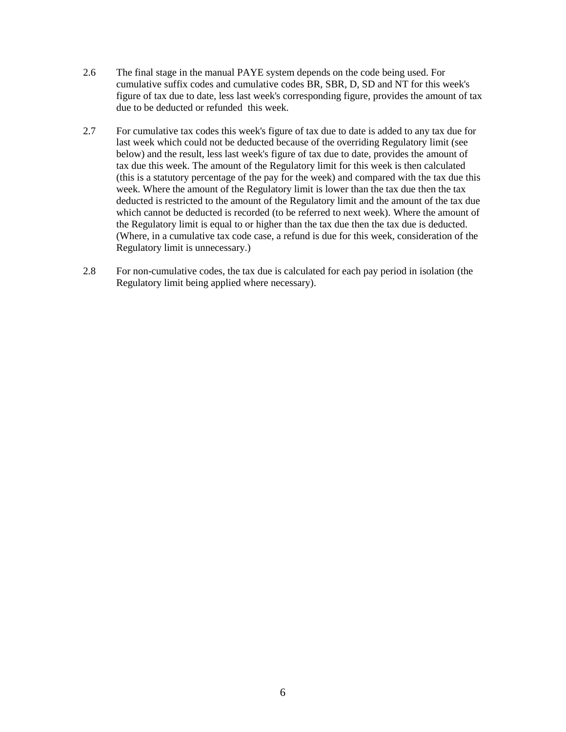2.6 The final stage in the manual PAYE system depends on the code being used. For cumulative suffix codes and cumulative codes BR, SBR, D, SD and NT for this week's figure of tax due to date, less last week's corresponding figure, provides the amount of tax due to be deducted or refunded this week.

2.7 For cumulative tax codes this week's figure of tax due to date is added to any tax due for last week which could not be deducted because of the overriding Regulatory limit (see below) and the result, less last week's figure of tax due to date, provides the amount of tax due this week. The amount of the Regulatory limit for this week is then calculated (this is a statutory percentage of the pay for the week) and compared with the tax due this week. Where the amount of the Regulatory limit is lower than the tax due then the tax deducted is restricted to the amount of the Regulatory limit and the amount of the tax due which cannot be deducted is recorded (to be referred to next week). Where the amount of the Regulatory limit is equal to or higher than the tax due then the tax due is deducted. (Where, in a cumulative tax code case, a refund is due for this week, consideration of the Regulatory limit is unnecessary.)

2.8 For non-cumulative codes, the tax due is calculated for each pay period in isolation (the Regulatory limit being applied where necessary).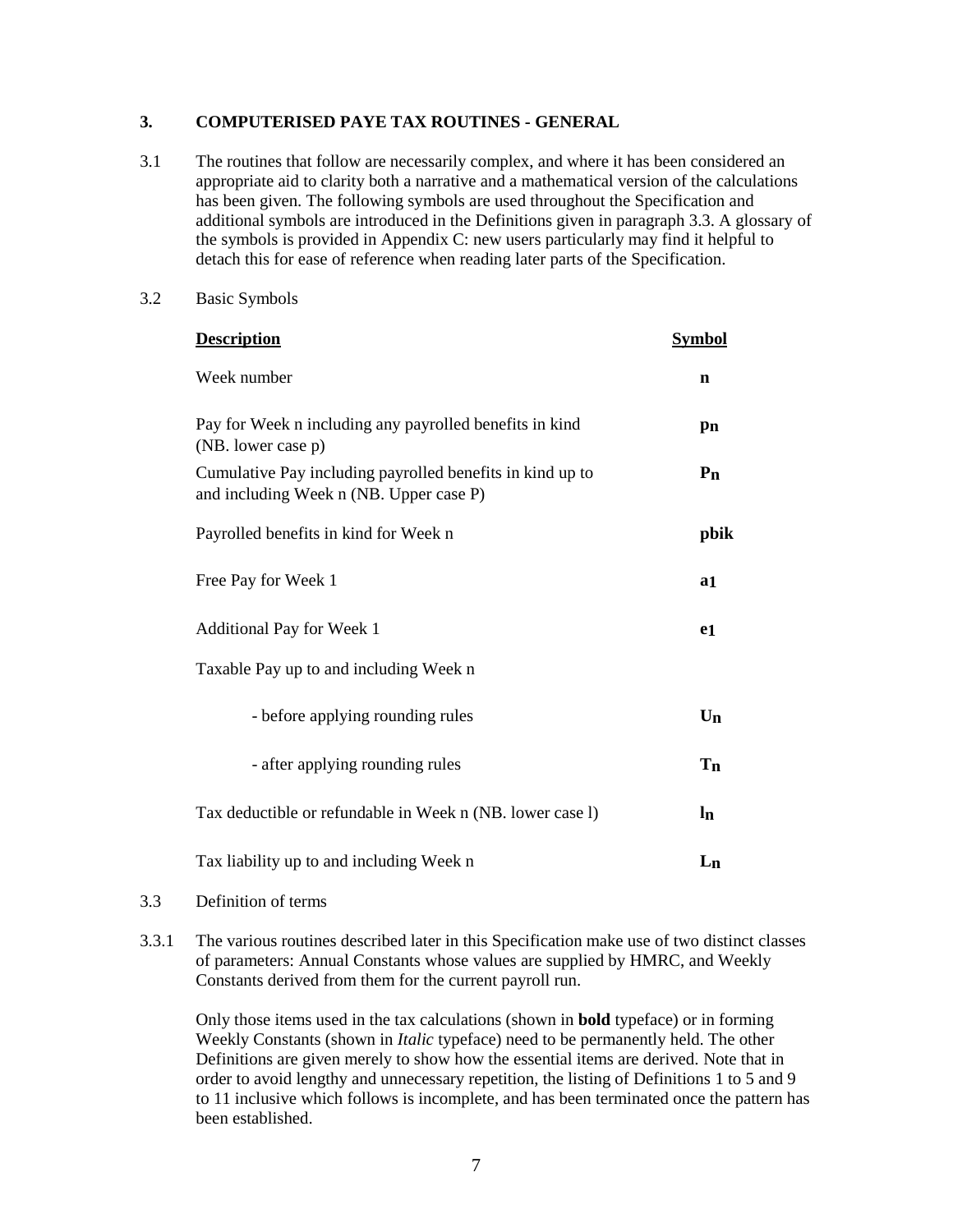## 3. COMPUTERISED PAYE TAX ROUTINES - GENERAL

3.1 The routines that follow are necessarily complex, and where it has been considered an appropriate aid to clarity both a narrative and a mathematical version of the calculations has been given. The following symbols are used throughout the Specification and additional symbols are introduced in the Definitions given in paragraph 3.3. A glossary of the symbols is provided in Appendix C: new users particularly may find it helpful to detach this for ease of reference when reading later parts of the Specification.

3.2 Basic Symbols

| **Description** | **Symbol** |
|---|---|
| Week number | **n** |
| Pay for Week n including any payrolled benefits in kind (NB. lower case p) | $\mathbf{p_n}$ |
| Cumulative Pay including payrolled benefits in kind up to and including Week n (NB. Upper case P) | $\mathbf{P_n}$ |
| Payrolled benefits in kind for Week n | **pbik** |
| Free Pay for Week 1 | $\mathbf{a_1}$ |
| Additional Pay for Week 1 | $\mathbf{e_1}$ |
| Taxable Pay up to and including Week n | |
| - before applying rounding rules | $\mathbf{U_n}$ |
| - after applying rounding rules | $\mathbf{T_n}$ |
| Tax deductible or refundable in Week n (NB. lower case l) | $\mathbf{l_n}$ |
| Tax liability up to and including Week n | $\mathbf{L_n}$ |

3.3 Definition of terms

3.3.1 The various routines described later in this Specification make use of two distinct classes of parameters: Annual Constants whose values are supplied by HMRC, and Weekly Constants derived from them for the current payroll run.

Only those items used in the tax calculations (shown in **bold** typeface) or in forming Weekly Constants (shown in *Italic* typeface) need to be permanently held. The other Definitions are given merely to show how the essential items are derived. Note that in order to avoid lengthy and unnecessary repetition, the listing of Definitions 1 to 5 and 9 to 11 inclusive which follows is incomplete, and has been terminated once the pattern has been established.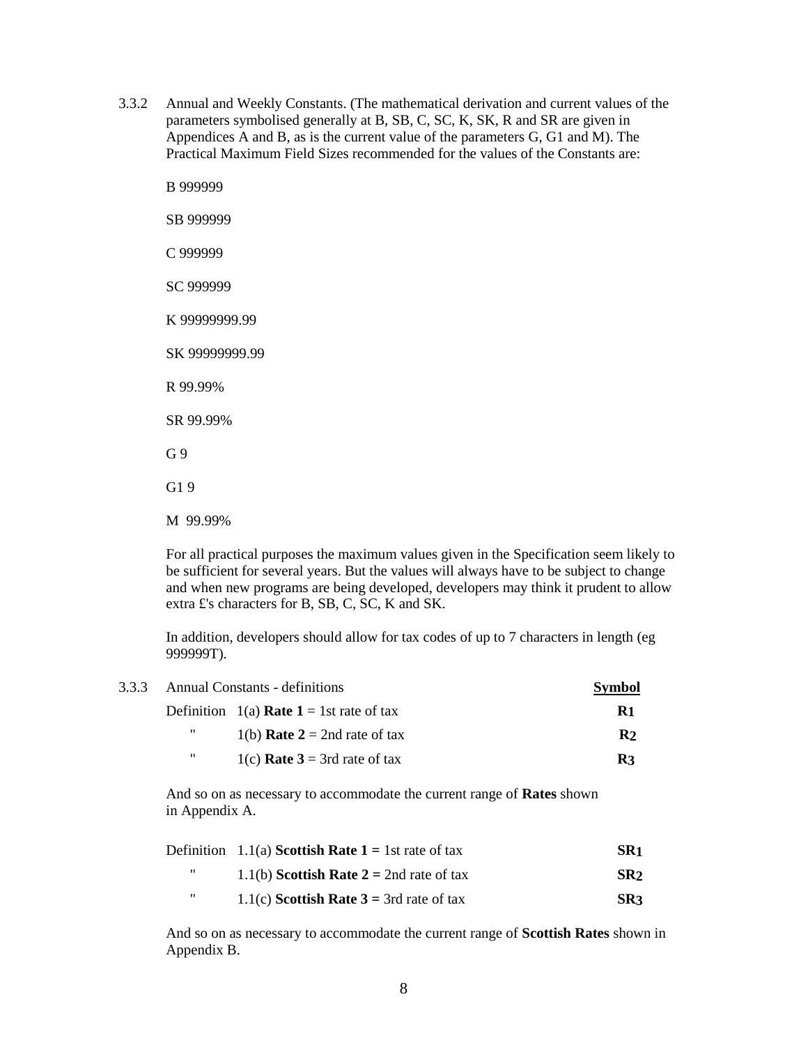3.3.2 Annual and Weekly Constants. (The mathematical derivation and current values of the parameters symbolised generally at B, SB, C, SC, K, SK, R and SR are given in Appendices A and B, as is the current value of the parameters G, G1 and M). The Practical Maximum Field Sizes recommended for the values of the Constants are:

B 999999

SB 999999

C 999999

SC 999999

K 99999999.99

SK 99999999.99

R 99.99%

SR 99.99%

G 9

G1 9

M 99.99%

For all practical purposes the maximum values given in the Specification seem likely to be sufficient for several years. But the values will always have to be subject to change and when new programs are being developed, developers may think it prudent to allow extra £'s characters for B, SB, C, SC, K and SK.

In addition, developers should allow for tax codes of up to 7 characters in length (eg 999999T).

3.3.3 Annual Constants - definitions

| | | **Symbol** |
|---|---|---|
| Definition | 1(a) **Rate 1** = 1st rate of tax | **$R_1$** |
| " | 1(b) **Rate 2** = 2nd rate of tax | **$R_2$** |
| " | 1(c) **Rate 3** = 3rd rate of tax | **$R_3$** |

And so on as necessary to accommodate the current range of **Rates** shown in Appendix A.

| | | |
|---|---|---|
| Definition | 1.1(a) **Scottish Rate 1 =** 1st rate of tax | **$SR_1$** |
| " | 1.1(b) **Scottish Rate 2 =** 2nd rate of tax | **$SR_2$** |
| " | 1.1(c) **Scottish Rate 3 =** 3rd rate of tax | **$SR_3$** |

And so on as necessary to accommodate the current range of **Scottish Rates** shown in Appendix B.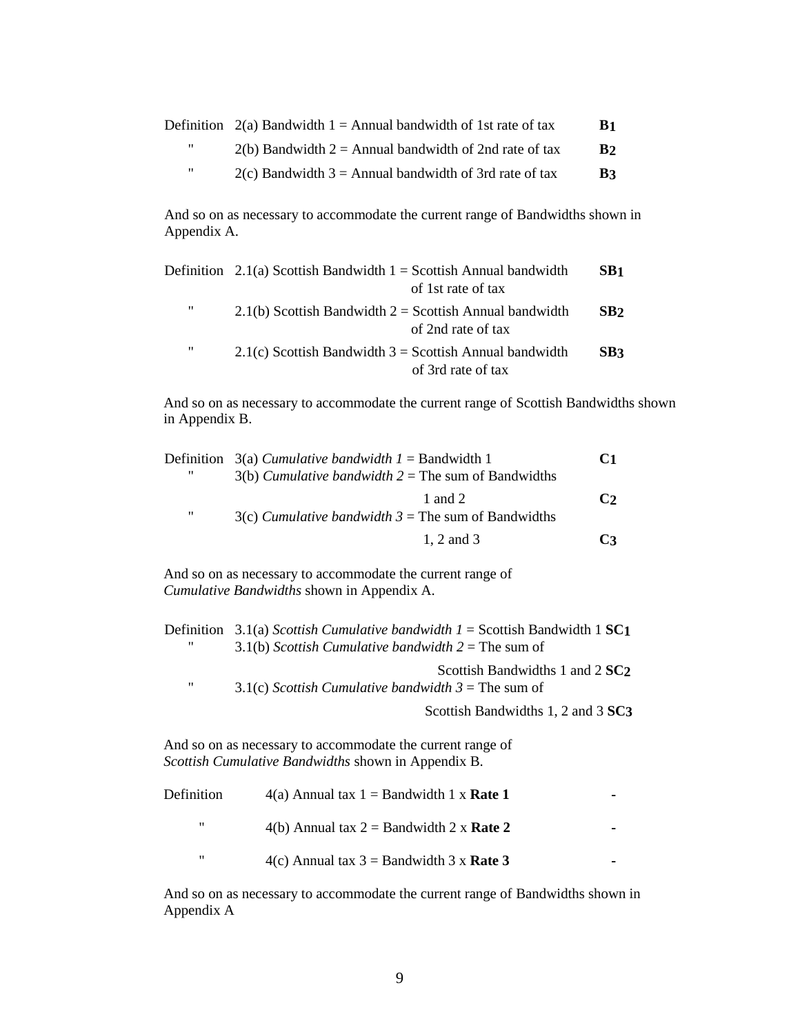| | | |
|---|---|---|
| Definition | 2(a) Bandwidth 1 = Annual bandwidth of 1st rate of tax | **$B_1$** |
| " | 2(b) Bandwidth 2 = Annual bandwidth of 2nd rate of tax | **$B_2$** |
| " | 2(c) Bandwidth 3 = Annual bandwidth of 3rd rate of tax | **$B_3$** |

And so on as necessary to accommodate the current range of Bandwidths shown in Appendix A.

| | | |
|---|---|---|
| Definition | 2.1(a) Scottish Bandwidth 1 = Scottish Annual bandwidth of 1st rate of tax | **$SB_1$** |
| " | 2.1(b) Scottish Bandwidth 2 = Scottish Annual bandwidth of 2nd rate of tax | **$SB_2$** |
| " | 2.1(c) Scottish Bandwidth 3 = Scottish Annual bandwidth of 3rd rate of tax | **$SB_3$** |

And so on as necessary to accommodate the current range of Scottish Bandwidths shown in Appendix B.

| | | |
|---|---|---|
| Definition | 3(a) *Cumulative bandwidth 1* = Bandwidth 1 | **$C_1$** |
| " | 3(b) *Cumulative bandwidth 2* = The sum of Bandwidths 1 and 2 | **$C_2$** |
| " | 3(c) *Cumulative bandwidth 3* = The sum of Bandwidths 1, 2 and 3 | **$C_3$** |

And so on as necessary to accommodate the current range of *Cumulative Bandwidths* shown in Appendix A.

| | | |
|---|---|---|
| Definition | 3.1(a) *Scottish Cumulative bandwidth 1* = Scottish Bandwidth 1 | **$SC_1$** |
| " | 3.1(b) *Scottish Cumulative bandwidth 2* = The sum of Scottish Bandwidths 1 and 2 | **$SC_2$** |
| " | 3.1(c) *Scottish Cumulative bandwidth 3* = The sum of Scottish Bandwidths 1, 2 and 3 | **$SC_3$** |

And so on as necessary to accommodate the current range of *Scottish Cumulative Bandwidths* shown in Appendix B.

| | | |
|---|---|---|
| Definition | 4(a) Annual tax 1 = Bandwidth 1 x **Rate 1** | - |
| " | 4(b) Annual tax 2 = Bandwidth 2 x **Rate 2** | - |
| " | 4(c) Annual tax 3 = Bandwidth 3 x **Rate 3** | - |

And so on as necessary to accommodate the current range of Bandwidths shown in Appendix A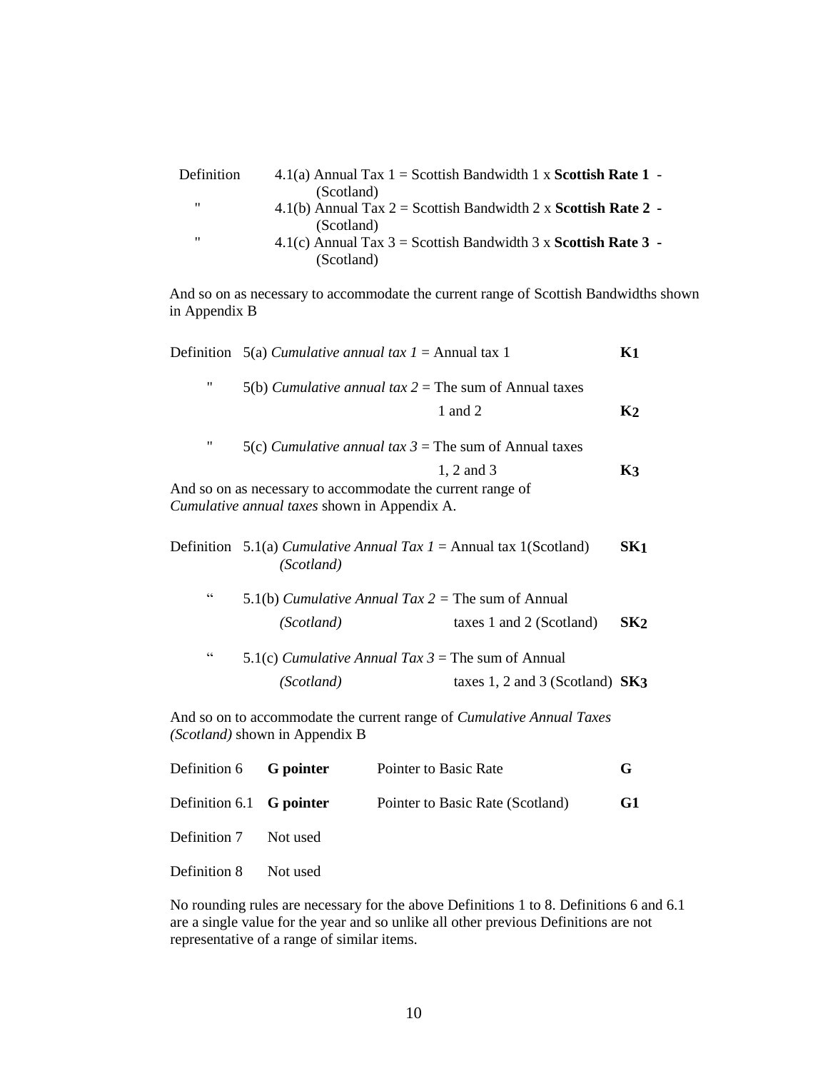| | |
|---|---|
| Definition | 4.1(a) Annual Tax 1 = Scottish Bandwidth 1 x **Scottish Rate 1 -** (Scotland) |
| " | 4.1(b) Annual Tax 2 = Scottish Bandwidth 2 x **Scottish Rate 2 -** (Scotland) |
| " | 4.1(c) Annual Tax 3 = Scottish Bandwidth 3 x **Scottish Rate 3 -** (Scotland) |

And so on as necessary to accommodate the current range of Scottish Bandwidths shown in Appendix B

| | | | |
|---|---|---|---|
| Definition | 5(a) *Cumulative annual tax 1* = | Annual tax 1 | **$K_1$** |
| " | 5(b) *Cumulative annual tax 2* = | The sum of Annual taxes 1 and 2 | **$K_2$** |
| " | 5(c) *Cumulative annual tax 3* = | The sum of Annual taxes 1, 2 and 3 | **$K_3$** |

And so on as necessary to accommodate the current range of *Cumulative annual taxes* shown in Appendix A.

| | | | |
|---|---|---|---|
| Definition | 5.1(a) *Cumulative Annual Tax 1 (Scotland)* = | Annual tax 1(Scotland) | **$SK_1$** |
| " | 5.1(b) *Cumulative Annual Tax 2 (Scotland)* = | The sum of Annual taxes 1 and 2 (Scotland) | **$SK_2$** |
| " | 5.1(c) *Cumulative Annual Tax 3 (Scotland)* = | The sum of Annual taxes 1, 2 and 3 (Scotland) | **$SK_3$** |

And so on to accommodate the current range of *Cumulative Annual Taxes (Scotland)* shown in Appendix B

| | | | |
|---|---|---|---|
| Definition 6 | **G pointer** | Pointer to Basic Rate | **G** |
| Definition 6.1 | **G pointer** | Pointer to Basic Rate (Scotland) | **G1** |
| Definition 7 | Not used | | |
| Definition 8 | Not used | | |

No rounding rules are necessary for the above Definitions 1 to 8. Definitions 6 and 6.1 are a single value for the year and so unlike all other previous Definitions are not representative of a range of similar items.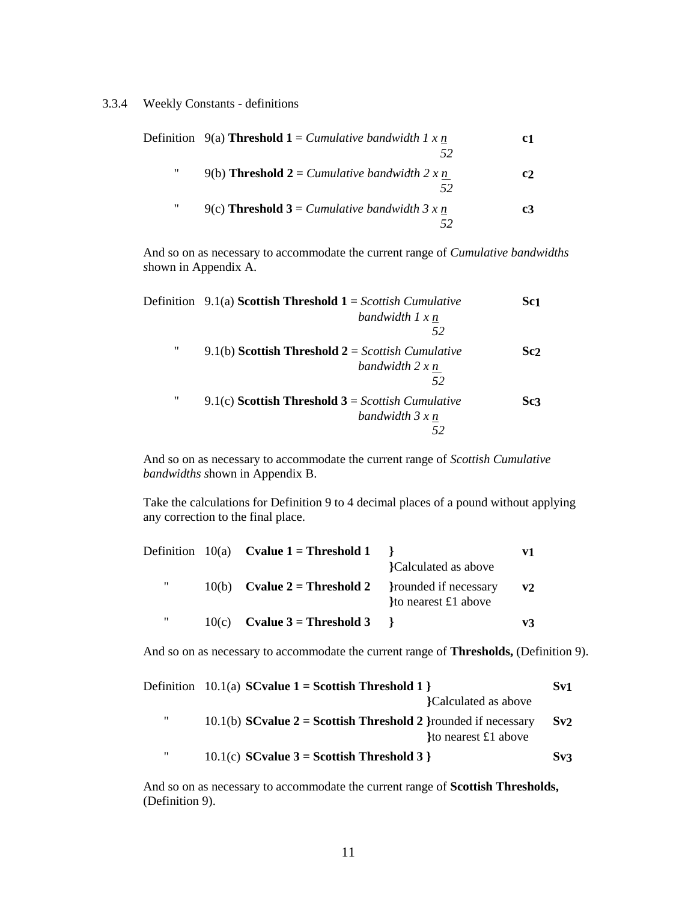### 3.3.4 Weekly Constants - definitions

| | | |
|---|---|---|
| Definition | 9(a) **Threshold 1** = *Cumulative bandwidth 1* $\times \frac{n}{52}$ | **c1** |
| " | 9(b) **Threshold 2** = *Cumulative bandwidth 2* $\times \frac{n}{52}$ | **c2** |
| " | 9(c) **Threshold 3** = *Cumulative bandwidth 3* $\times \frac{n}{52}$ | **c3** |

And so on as necessary to accommodate the current range of *Cumulative bandwidths* shown in Appendix A.

| | | |
|---|---|---|
| Definition | 9.1(a) **Scottish Threshold 1** = *Scottish Cumulative bandwidth 1* $\times \frac{n}{52}$ | **Sc1** |
| " | 9.1(b) **Scottish Threshold 2** = *Scottish Cumulative bandwidth 2* $\times \frac{n}{52}$ | **Sc2** |
| " | 9.1(c) **Scottish Threshold 3** = *Scottish Cumulative bandwidth 3* $\times \frac{n}{52}$ | **Sc3** |

And so on as necessary to accommodate the current range of *Scottish Cumulative bandwidths* shown in Appendix B.

Take the calculations for Definition 9 to 4 decimal places of a pound without applying any correction to the final place.

| | | | | |
|---|---|---|---|---|
| Definition | 10(a) | **Cvalue 1 = Threshold 1** | } Calculated as above | **v1** |
| " | 10(b) | **Cvalue 2 = Threshold 2** | } rounded if necessary } to nearest £1 above | **v2** |
| " | 10(c) | **Cvalue 3 = Threshold 3** | } | **v3** |

And so on as necessary to accommodate the current range of **Thresholds,** (Definition 9).

| | | | |
|---|---|---|---|
| Definition | 10.1(a) **SCvalue 1 = Scottish Threshold 1** | } Calculated as above | **Sv1** |
| " | 10.1(b) **SCvalue 2 = Scottish Threshold 2** | } rounded if necessary } to nearest £1 above | **Sv2** |
| " | 10.1(c) **SCvalue 3 = Scottish Threshold 3** | } | **Sv3** |

And so on as necessary to accommodate the current range of **Scottish Thresholds,** (Definition 9).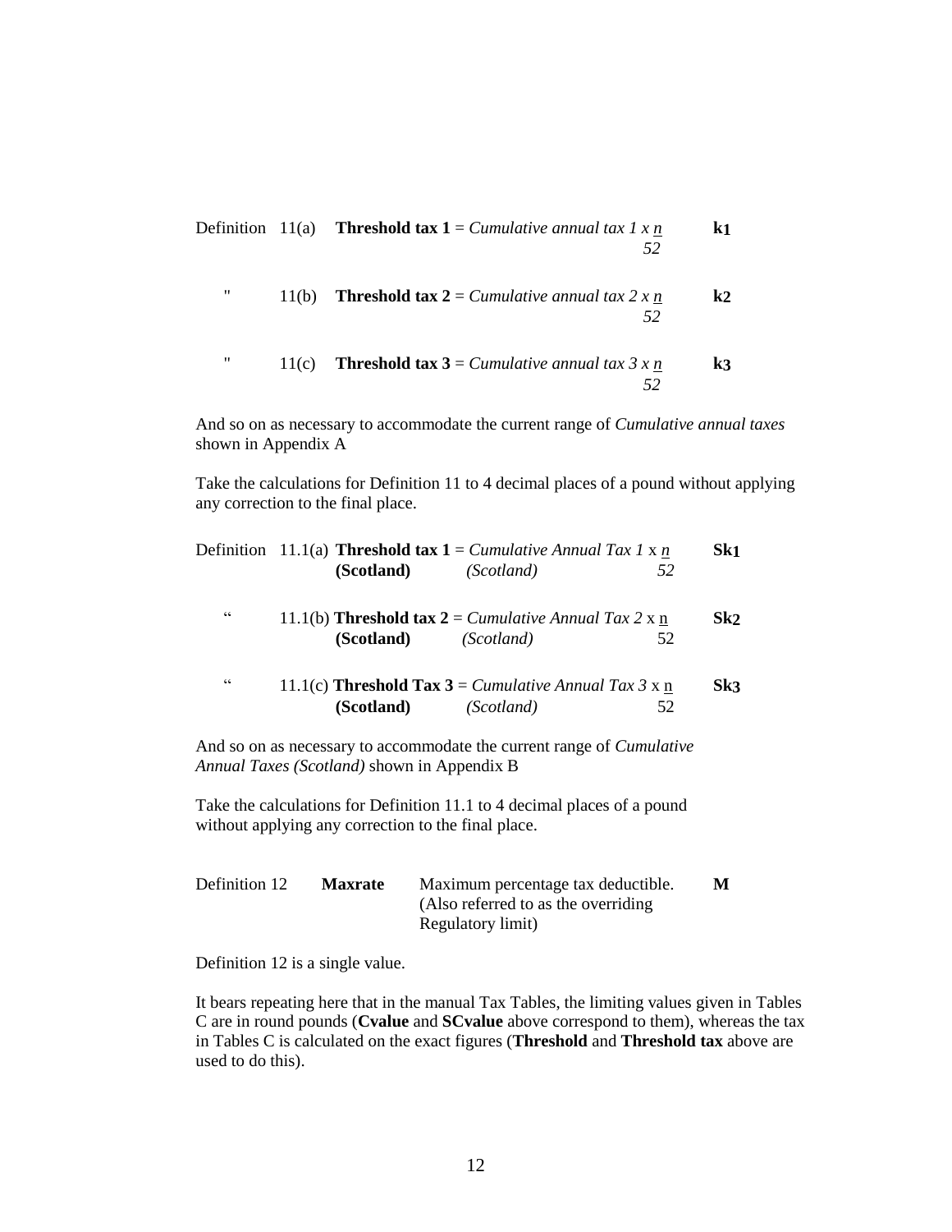| | | | |
|---|---|---|---|
| Definition | 11(a) | **Threshold tax 1** = *Cumulative annual tax 1 x* $\frac{n}{52}$ | $\mathbf{k_1}$ |
| " | 11(b) | **Threshold tax 2** = *Cumulative annual tax 2 x* $\frac{n}{52}$ | $\mathbf{k_2}$ |
| " | 11(c) | **Threshold tax 3** = *Cumulative annual tax 3 x* $\frac{n}{52}$ | $\mathbf{k_3}$ |

And so on as necessary to accommodate the current range of *Cumulative annual taxes* shown in Appendix A

Take the calculations for Definition 11 to 4 decimal places of a pound without applying any correction to the final place.

| | | | |
|---|---|---|---|
| Definition | 11.1(a) | **Threshold tax 1 (Scotland)** = *Cumulative Annual Tax 1 (Scotland)* x $\frac{n}{52}$ | $\mathbf{Sk_1}$ |
| " | 11.1(b) | **Threshold tax 2 (Scotland)** = *Cumulative Annual Tax 2 (Scotland)* x $\frac{n}{52}$ | $\mathbf{Sk_2}$ |
| " | 11.1(c) | **Threshold Tax 3 (Scotland)** = *Cumulative Annual Tax 3 (Scotland)* x $\frac{n}{52}$ | $\mathbf{Sk_3}$ |

And so on as necessary to accommodate the current range of *Cumulative Annual Taxes (Scotland)* shown in Appendix B

Take the calculations for Definition 11.1 to 4 decimal places of a pound without applying any correction to the final place.

| | | | |
|---|---|---|---|
| Definition 12 | **Maxrate** | Maximum percentage tax deductible. (Also referred to as the overriding Regulatory limit) | **M** |

Definition 12 is a single value.

It bears repeating here that in the manual Tax Tables, the limiting values given in Tables C are in round pounds (**Cvalue** and **SCvalue** above correspond to them), whereas the tax in Tables C is calculated on the exact figures (**Threshold** and **Threshold tax** above are used to do this).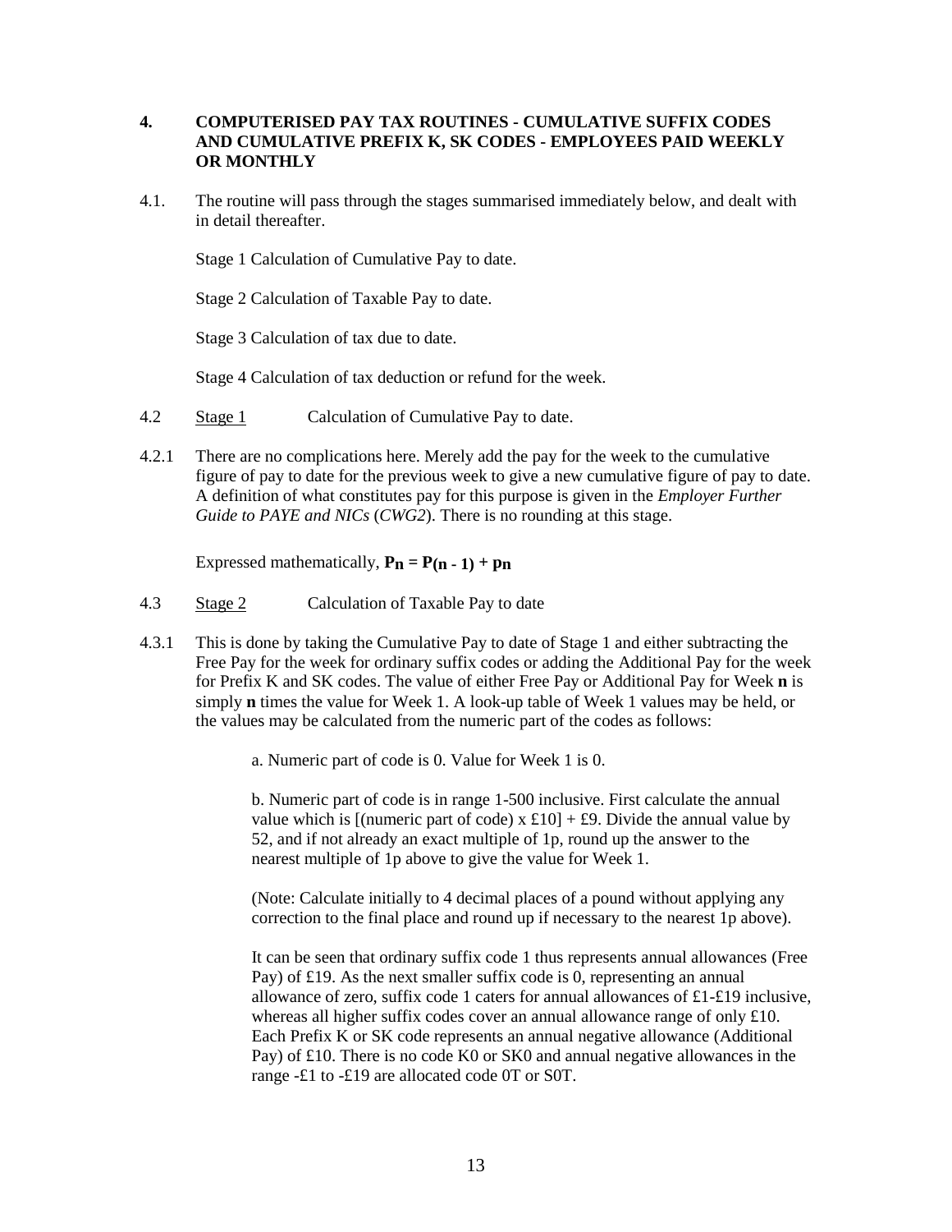## 4. COMPUTERISED PAY TAX ROUTINES - CUMULATIVE SUFFIX CODES AND CUMULATIVE PREFIX K, SK CODES - EMPLOYEES PAID WEEKLY OR MONTHLY

4.1. The routine will pass through the stages summarised immediately below, and dealt with in detail thereafter.

Stage 1 Calculation of Cumulative Pay to date.

Stage 2 Calculation of Taxable Pay to date.

Stage 3 Calculation of tax due to date.

Stage 4 Calculation of tax deduction or refund for the week.

4.2 Stage 1 Calculation of Cumulative Pay to date.

4.2.1 There are no complications here. Merely add the pay for the week to the cumulative figure of pay to date for the previous week to give a new cumulative figure of pay to date. A definition of what constitutes pay for this purpose is given in the *Employer Further Guide to PAYE and NICs* (*CWG2*). There is no rounding at this stage.

Expressed mathematically, $\mathbf{P_n = P_{(n-1)} + p_n}$

4.3 Stage 2 Calculation of Taxable Pay to date

4.3.1 This is done by taking the Cumulative Pay to date of Stage 1 and either subtracting the Free Pay for the week for ordinary suffix codes or adding the Additional Pay for the week for Prefix K and SK codes. The value of either Free Pay or Additional Pay for Week **n** is simply **n** times the value for Week 1. A look-up table of Week 1 values may be held, or the values may be calculated from the numeric part of the codes as follows:

a. Numeric part of code is 0. Value for Week 1 is 0.

b. Numeric part of code is in range 1-500 inclusive. First calculate the annual value which is [(numeric part of code) x £10] + £9. Divide the annual value by 52, and if not already an exact multiple of 1p, round up the answer to the nearest multiple of 1p above to give the value for Week 1.

(Note: Calculate initially to 4 decimal places of a pound without applying any correction to the final place and round up if necessary to the nearest 1p above).

It can be seen that ordinary suffix code 1 thus represents annual allowances (Free Pay) of £19. As the next smaller suffix code is 0, representing an annual allowance of zero, suffix code 1 caters for annual allowances of £1-£19 inclusive, whereas all higher suffix codes cover an annual allowance range of only £10. Each Prefix K or SK code represents an annual negative allowance (Additional Pay) of £10. There is no code K0 or SK0 and annual negative allowances in the range -£1 to -£19 are allocated code 0T or S0T.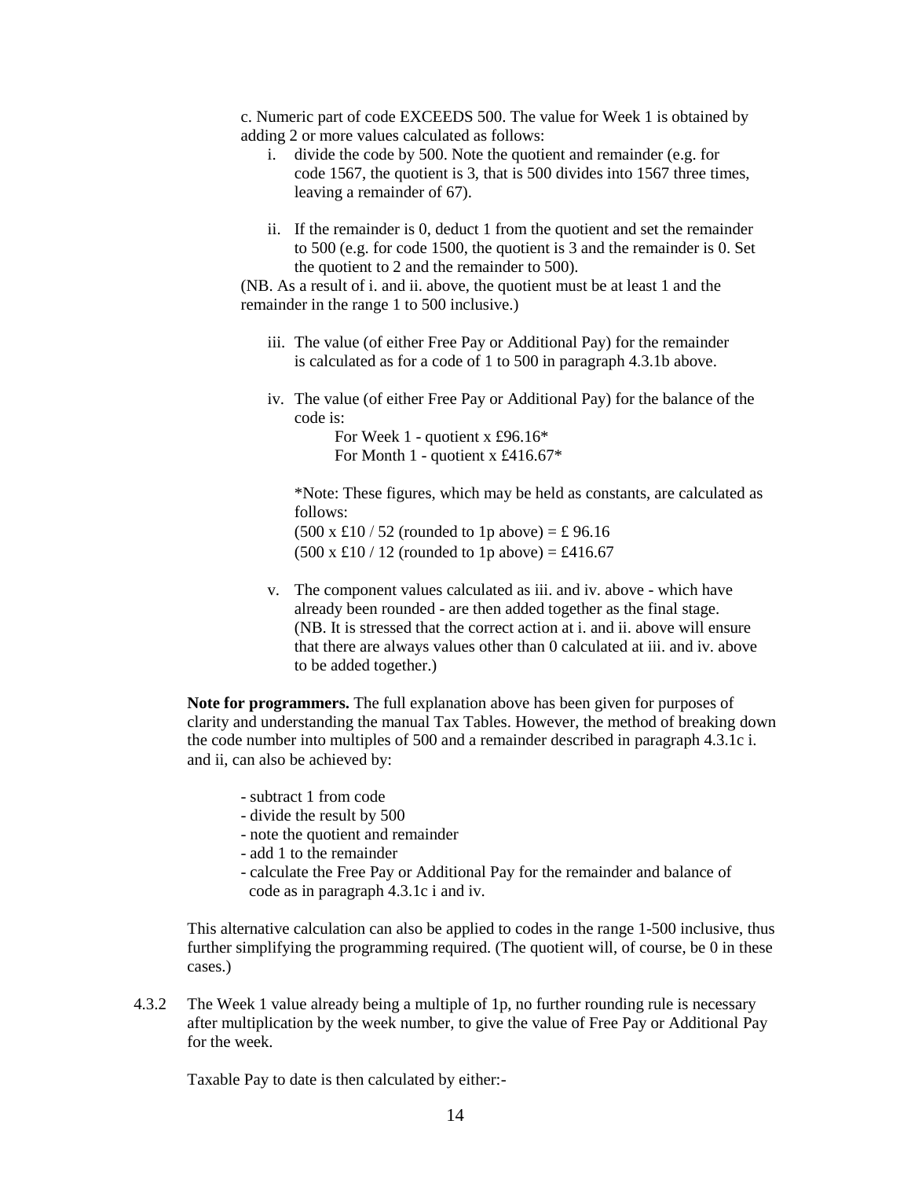c. Numeric part of code EXCEEDS 500. The value for Week 1 is obtained by adding 2 or more values calculated as follows:

i. divide the code by 500. Note the quotient and remainder (e.g. for code 1567, the quotient is 3, that is 500 divides into 1567 three times, leaving a remainder of 67).

ii. If the remainder is 0, deduct 1 from the quotient and set the remainder to 500 (e.g. for code 1500, the quotient is 3 and the remainder is 0. Set the quotient to 2 and the remainder to 500).

(NB. As a result of i. and ii. above, the quotient must be at least 1 and the remainder in the range 1 to 500 inclusive.)

iii. The value (of either Free Pay or Additional Pay) for the remainder is calculated as for a code of 1 to 500 in paragraph 4.3.1b above.

iv. The value (of either Free Pay or Additional Pay) for the balance of the code is:

For Week 1 - quotient x £96.16*
For Month 1 - quotient x £416.67*

*Note: These figures, which may be held as constants, are calculated as follows:
(500 x £10 / 52 (rounded to 1p above) = £ 96.16
(500 x £10 / 12 (rounded to 1p above) = £416.67

v. The component values calculated as iii. and iv. above - which have already been rounded - are then added together as the final stage. (NB. It is stressed that the correct action at i. and ii. above will ensure that there are always values other than 0 calculated at iii. and iv. above to be added together.)

**Note for programmers.** The full explanation above has been given for purposes of clarity and understanding the manual Tax Tables. However, the method of breaking down the code number into multiples of 500 and a remainder described in paragraph 4.3.1c i. and ii, can also be achieved by:

- subtract 1 from code
- divide the result by 500
- note the quotient and remainder
- add 1 to the remainder
- calculate the Free Pay or Additional Pay for the remainder and balance of code as in paragraph 4.3.1c i and iv.

This alternative calculation can also be applied to codes in the range 1-500 inclusive, thus further simplifying the programming required. (The quotient will, of course, be 0 in these cases.)

4.3.2 The Week 1 value already being a multiple of 1p, no further rounding rule is necessary after multiplication by the week number, to give the value of Free Pay or Additional Pay for the week.

Taxable Pay to date is then calculated by either:-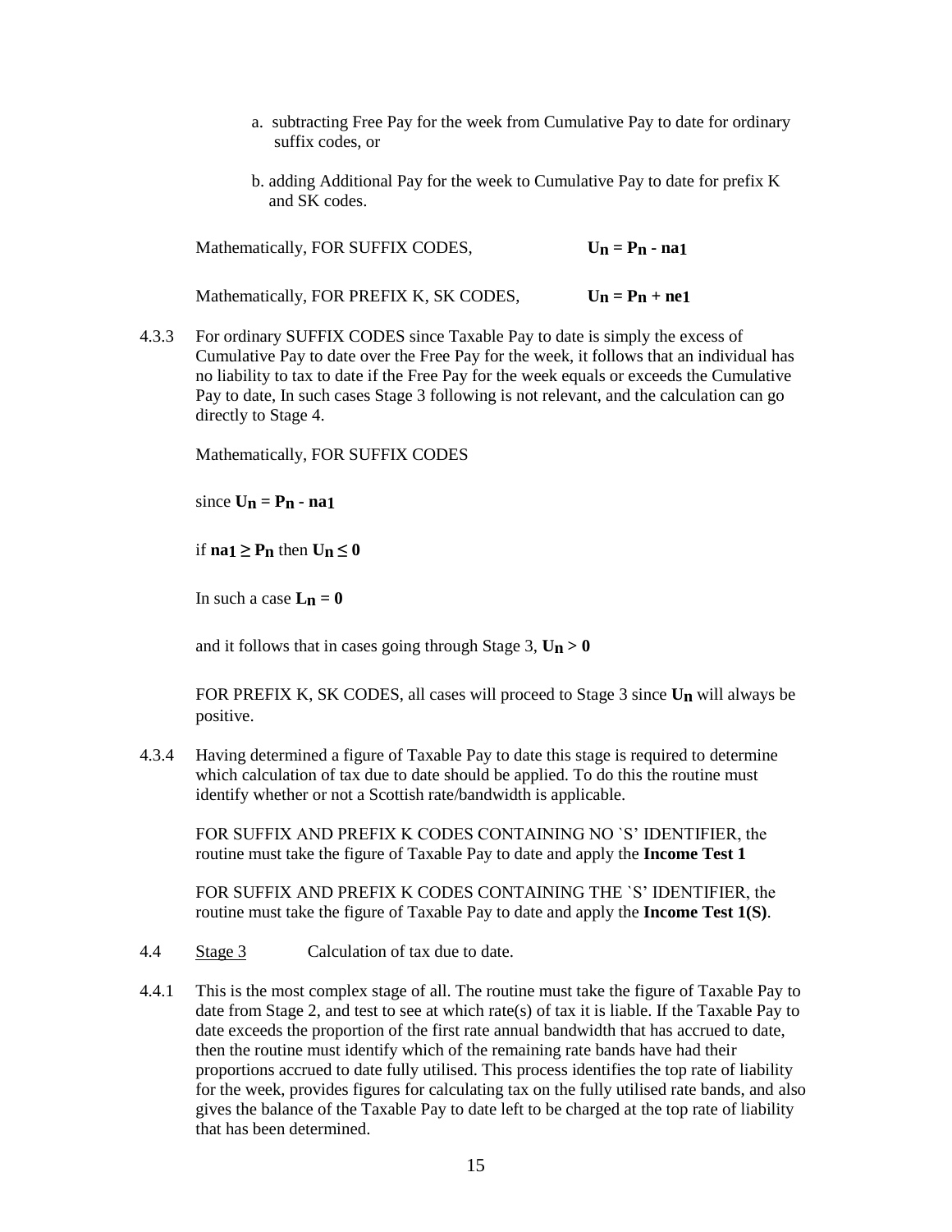a. subtracting Free Pay for the week from Cumulative Pay to date for ordinary suffix codes, or

b. adding Additional Pay for the week to Cumulative Pay to date for prefix K and SK codes.

Mathematically, FOR SUFFIX CODES, $\mathbf{U_n = P_n - na_1}$

Mathematically, FOR PREFIX K, SK CODES, $\mathbf{U_n = P_n + ne_1}$

4.3.3 For ordinary SUFFIX CODES since Taxable Pay to date is simply the excess of Cumulative Pay to date over the Free Pay for the week, it follows that an individual has no liability to tax to date if the Free Pay for the week equals or exceeds the Cumulative Pay to date, In such cases Stage 3 following is not relevant, and the calculation can go directly to Stage 4.

Mathematically, FOR SUFFIX CODES

since $\mathbf{U_n = P_n - na_1}$

if $\mathbf{na_1 \geq P_n}$ then $\mathbf{U_n \leq 0}$

In such a case $\mathbf{L_n = 0}$

and it follows that in cases going through Stage 3, $\mathbf{U_n > 0}$

FOR PREFIX K, SK CODES, all cases will proceed to Stage 3 since $\mathbf{U_n}$ will always be positive.

4.3.4 Having determined a figure of Taxable Pay to date this stage is required to determine which calculation of tax due to date should be applied. To do this the routine must identify whether or not a Scottish rate/bandwidth is applicable.

FOR SUFFIX AND PREFIX K CODES CONTAINING NO `S' IDENTIFIER, the routine must take the figure of Taxable Pay to date and apply the **Income Test 1**

FOR SUFFIX AND PREFIX K CODES CONTAINING THE `S' IDENTIFIER, the routine must take the figure of Taxable Pay to date and apply the **Income Test 1(S)**.

4.4 Stage 3 Calculation of tax due to date.

4.4.1 This is the most complex stage of all. The routine must take the figure of Taxable Pay to date from Stage 2, and test to see at which rate(s) of tax it is liable. If the Taxable Pay to date exceeds the proportion of the first rate annual bandwidth that has accrued to date, then the routine must identify which of the remaining rate bands have had their proportions accrued to date fully utilised. This process identifies the top rate of liability for the week, provides figures for calculating tax on the fully utilised rate bands, and also gives the balance of the Taxable Pay to date left to be charged at the top rate of liability that has been determined.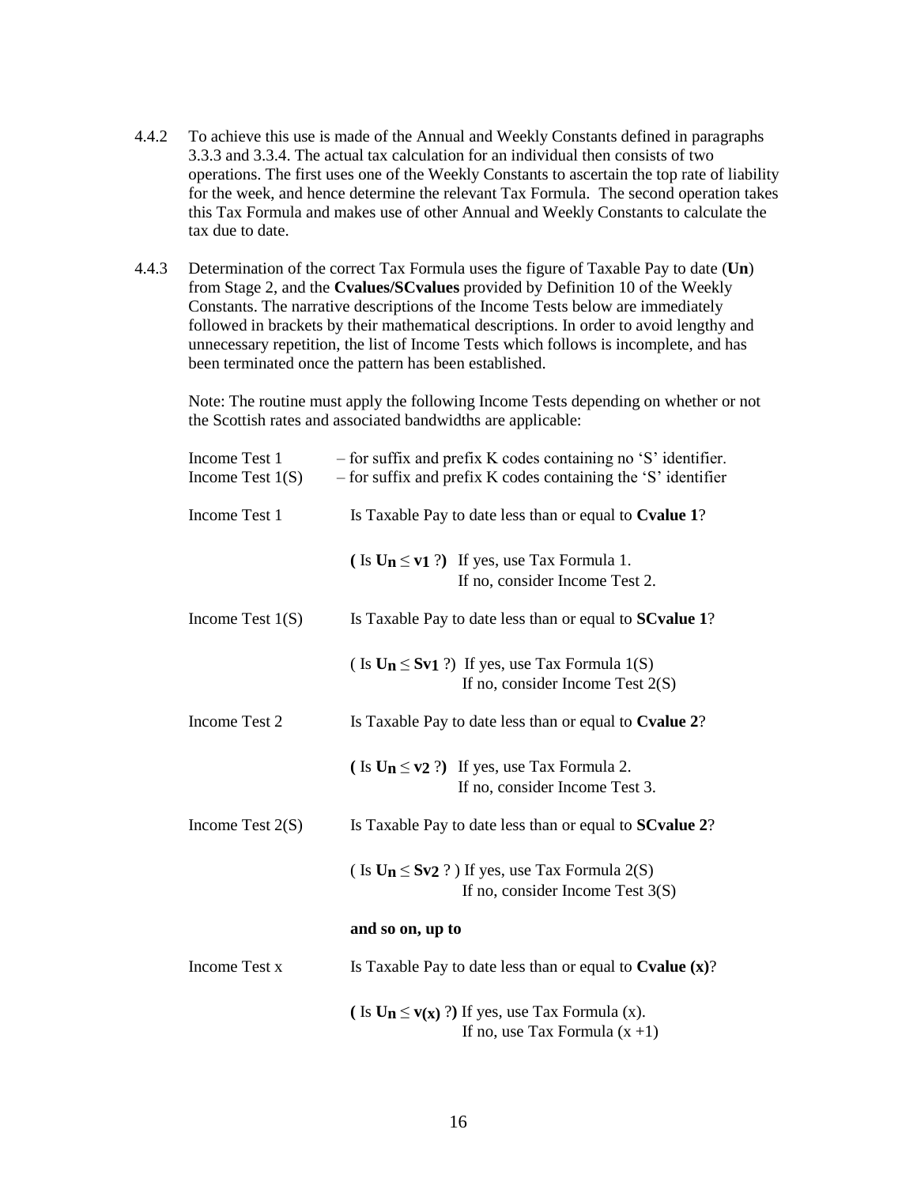4.4.2 To achieve this use is made of the Annual and Weekly Constants defined in paragraphs 3.3.3 and 3.3.4. The actual tax calculation for an individual then consists of two operations. The first uses one of the Weekly Constants to ascertain the top rate of liability for the week, and hence determine the relevant Tax Formula. The second operation takes this Tax Formula and makes use of other Annual and Weekly Constants to calculate the tax due to date.

4.4.3 Determination of the correct Tax Formula uses the figure of Taxable Pay to date (**Un**) from Stage 2, and the **Cvalues/SCvalues** provided by Definition 10 of the Weekly Constants. The narrative descriptions of the Income Tests below are immediately followed in brackets by their mathematical descriptions. In order to avoid lengthy and unnecessary repetition, the list of Income Tests which follows is incomplete, and has been terminated once the pattern has been established.

Note: The routine must apply the following Income Tests depending on whether or not the Scottish rates and associated bandwidths are applicable:

Income Test 1 – for suffix and prefix K codes containing no 'S' identifier.
Income Test 1(S) – for suffix and prefix K codes containing the 'S' identifier

**Income Test 1** Is Taxable Pay to date less than or equal to **Cvalue 1**?

( Is $U_n \leq v_1$ ?) If yes, use Tax Formula 1.
If no, consider Income Test 2.

**Income Test 1(S)** Is Taxable Pay to date less than or equal to **SCvalue 1**?

( Is $U_n \leq Sv_1$ ?) If yes, use Tax Formula 1(S)
If no, consider Income Test 2(S)

**Income Test 2** Is Taxable Pay to date less than or equal to **Cvalue 2**?

( Is $U_n \leq v_2$ ?) If yes, use Tax Formula 2.
If no, consider Income Test 3.

**Income Test 2(S)** Is Taxable Pay to date less than or equal to **SCvalue 2**?

( Is $U_n \leq Sv_2$ ? ) If yes, use Tax Formula 2(S)
If no, consider Income Test 3(S)

**and so on, up to**

**Income Test x** Is Taxable Pay to date less than or equal to **Cvalue (x)**?

( Is $U_n \leq v_{(x)}$ ?) If yes, use Tax Formula (x).
If no, use Tax Formula (x +1)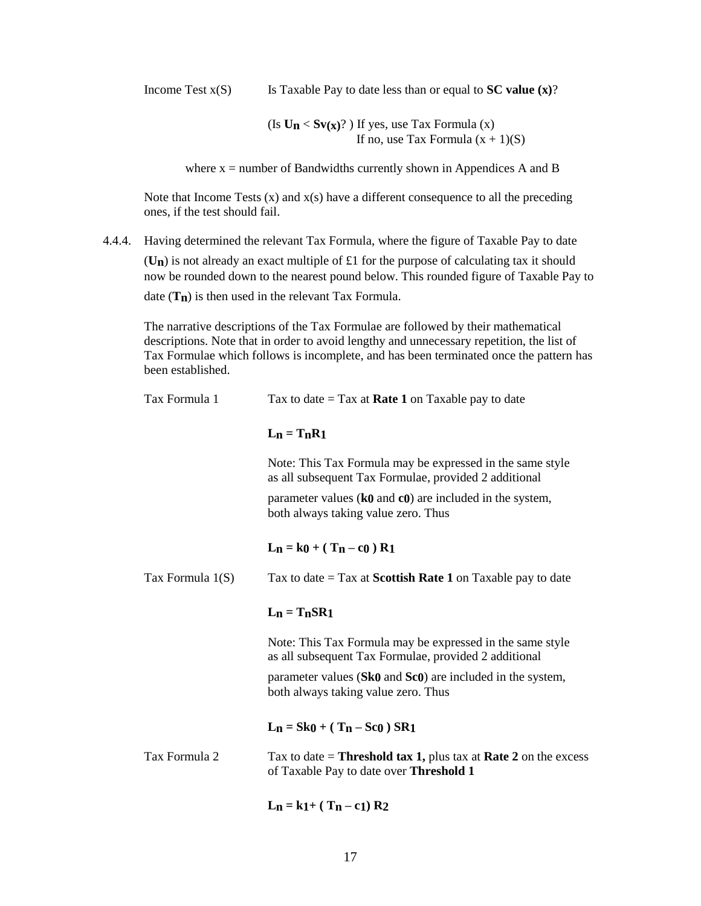Income Test x(S)  Is Taxable Pay to date less than or equal to **SC value (x)**?

(Is $\mathbf{U_n} < \mathbf{Sv_{(x)}}$? ) If yes, use Tax Formula (x)
If no, use Tax Formula (x + 1)(S)

where x = number of Bandwidths currently shown in Appendices A and B

Note that Income Tests (x) and x(s) have a different consequence to all the preceding ones, if the test should fail.

4.4.4. Having determined the relevant Tax Formula, where the figure of Taxable Pay to date ($\mathbf{U_n}$) is not already an exact multiple of £1 for the purpose of calculating tax it should now be rounded down to the nearest pound below. This rounded figure of Taxable Pay to date ($\mathbf{T_n}$) is then used in the relevant Tax Formula.

The narrative descriptions of the Tax Formulae are followed by their mathematical descriptions. Note that in order to avoid lengthy and unnecessary repetition, the list of Tax Formulae which follows is incomplete, and has been terminated once the pattern has been established.

Tax Formula 1  Tax to date = Tax at **Rate 1** on Taxable pay to date

$$\mathbf{L_n = T_n R_1}$$

Note: This Tax Formula may be expressed in the same style as all subsequent Tax Formulae, provided 2 additional parameter values ($\mathbf{k_0}$ and $\mathbf{c_0}$) are included in the system, both always taking value zero. Thus

$$\mathbf{L_n = k_0 + ( T_n - c_0 ) R_1}$$

Tax Formula 1(S)  Tax to date = Tax at **Scottish Rate 1** on Taxable pay to date

$$\mathbf{L_n = T_n SR_1}$$

Note: This Tax Formula may be expressed in the same style as all subsequent Tax Formulae, provided 2 additional parameter values ($\mathbf{Sk_0}$ and $\mathbf{Sc_0}$) are included in the system, both always taking value zero. Thus

$$\mathbf{L_n = Sk_0 + ( T_n - Sc_0 ) SR_1}$$

Tax Formula 2  Tax to date = **Threshold tax 1,** plus tax at **Rate 2** on the excess of Taxable Pay to date over **Threshold 1**

$$\mathbf{L_n = k_1 + ( T_n - c_1) R_2}$$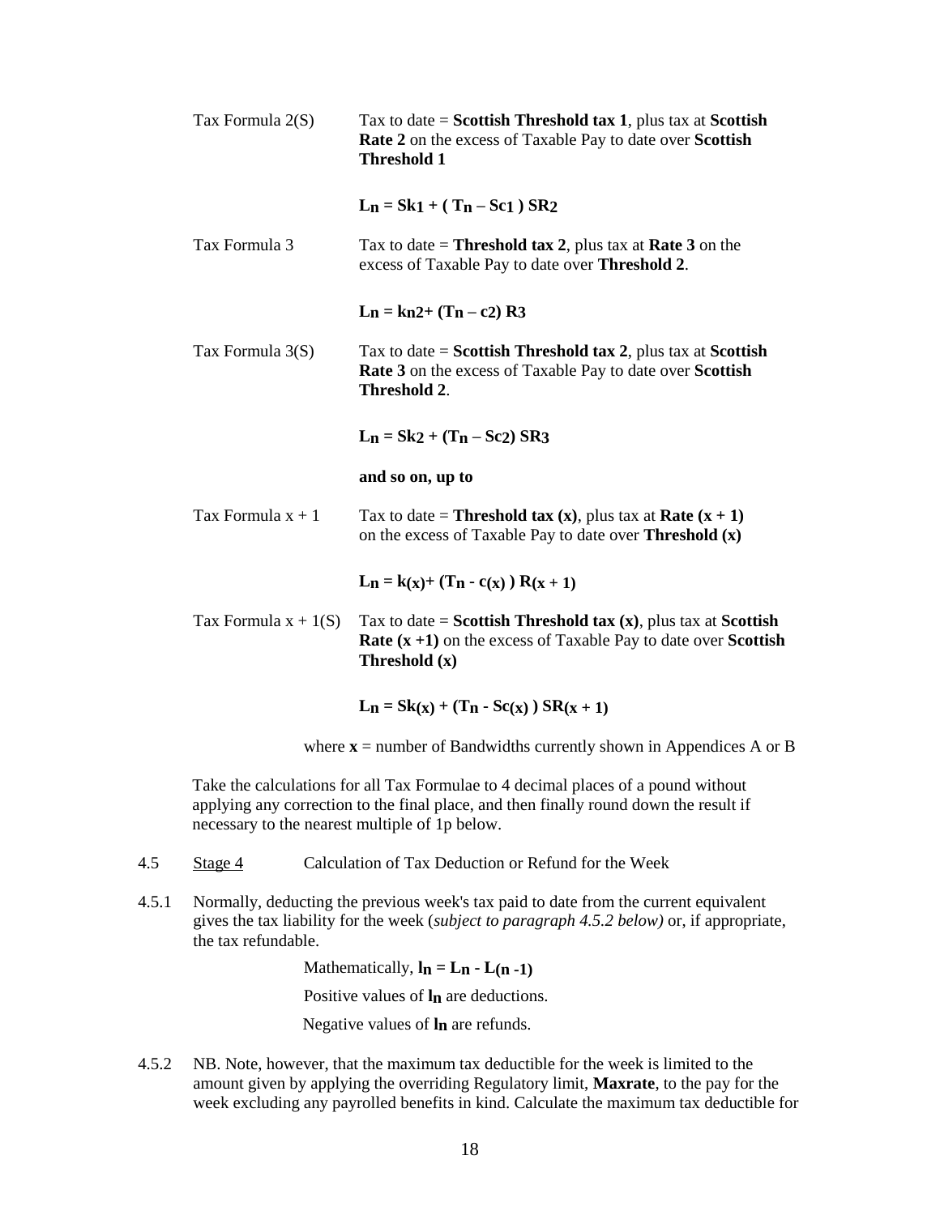Tax Formula 2(S) Tax to date = **Scottish Threshold tax 1**, plus tax at **Scottish Rate 2** on the excess of Taxable Pay to date over **Scottish Threshold 1**

$$L_n = Sk_1 + ( T_n – Sc_1 ) SR_2$$

Tax Formula 3 Tax to date = **Threshold tax 2**, plus tax at **Rate 3** on the excess of Taxable Pay to date over **Threshold 2**.

$$L_n = k_{n2} + (T_n – c_2) R_3$$

Tax Formula 3(S) Tax to date = **Scottish Threshold tax 2**, plus tax at **Scottish Rate 3** on the excess of Taxable Pay to date over **Scottish Threshold 2**.

$$L_n = Sk_2 + (T_n – Sc_2) SR_3$$

**and so on, up to**

Tax Formula x + 1 Tax to date = **Threshold tax (x)**, plus tax at **Rate (x + 1)** on the excess of Taxable Pay to date over **Threshold (x)**

$$L_n = k_{(x)} + (T_n - c_{(x)} ) R_{(x + 1)}$$

Tax Formula x + 1(S) Tax to date = **Scottish Threshold tax (x)**, plus tax at **Scottish Rate (x +1)** on the excess of Taxable Pay to date over **Scottish Threshold (x)**

$$L_n = Sk_{(x)} + (T_n - Sc_{(x)} ) SR_{(x + 1)}$$

where **x** = number of Bandwidths currently shown in Appendices A or B

Take the calculations for all Tax Formulae to 4 decimal places of a pound without applying any correction to the final place, and then finally round down the result if necessary to the nearest multiple of 1p below.

4.5 Stage 4 Calculation of Tax Deduction or Refund for the Week

4.5.1 Normally, deducting the previous week's tax paid to date from the current equivalent gives the tax liability for the week (*subject to paragraph 4.5.2 below)* or, if appropriate, the tax refundable.

Mathematically, $l_n = L_n - L_{(n -1)}$

Positive values of $l_n$ are deductions.

Negative values of $l_n$ are refunds.

4.5.2 NB. Note, however, that the maximum tax deductible for the week is limited to the amount given by applying the overriding Regulatory limit, **Maxrate**, to the pay for the week excluding any payrolled benefits in kind. Calculate the maximum tax deductible for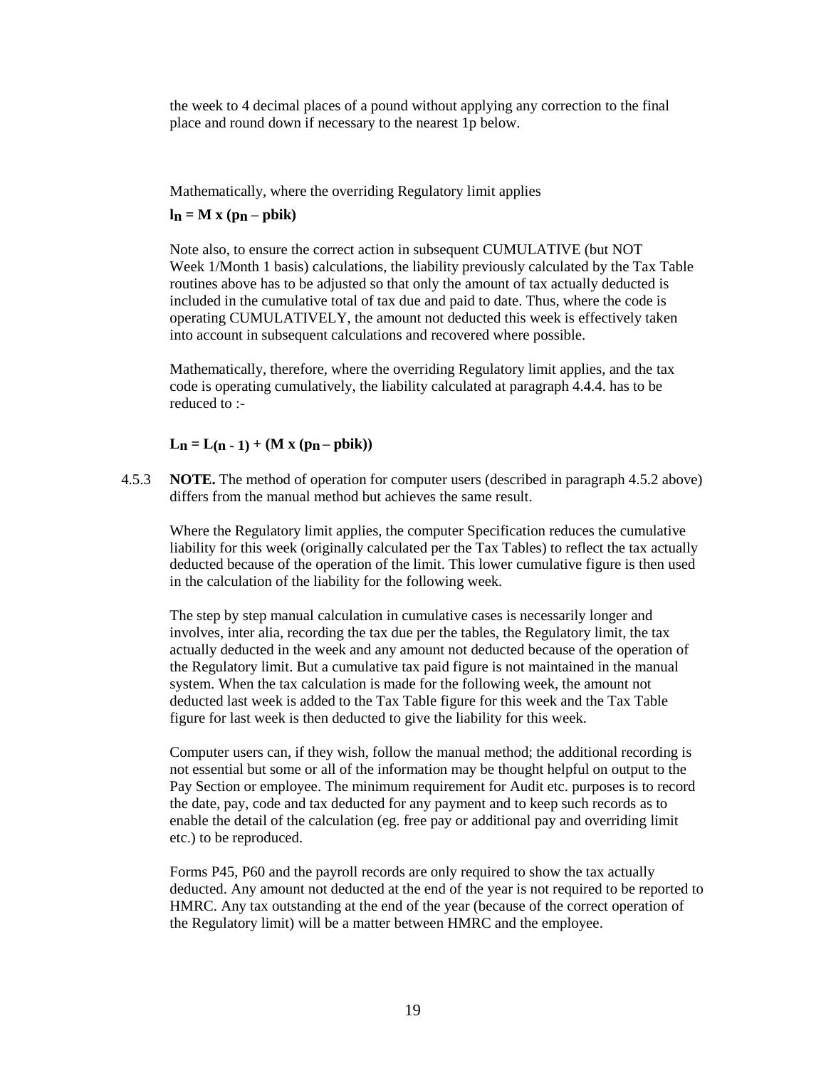the week to 4 decimal places of a pound without applying any correction to the final place and round down if necessary to the nearest 1p below.

Mathematically, where the overriding Regulatory limit applies

$$\mathbf{l_n = M \times (p_n - pbik)}$$

Note also, to ensure the correct action in subsequent CUMULATIVE (but NOT Week 1/Month 1 basis) calculations, the liability previously calculated by the Tax Table routines above has to be adjusted so that only the amount of tax actually deducted is included in the cumulative total of tax due and paid to date. Thus, where the code is operating CUMULATIVELY, the amount not deducted this week is effectively taken into account in subsequent calculations and recovered where possible.

Mathematically, therefore, where the overriding Regulatory limit applies, and the tax code is operating cumulatively, the liability calculated at paragraph 4.4.4. has to be reduced to :-

$$\mathbf{L_n = L_{(n-1)} + (M \times (p_n - pbik))}$$

4.5.3 **NOTE.** The method of operation for computer users (described in paragraph 4.5.2 above) differs from the manual method but achieves the same result.

Where the Regulatory limit applies, the computer Specification reduces the cumulative liability for this week (originally calculated per the Tax Tables) to reflect the tax actually deducted because of the operation of the limit. This lower cumulative figure is then used in the calculation of the liability for the following week.

The step by step manual calculation in cumulative cases is necessarily longer and involves, inter alia, recording the tax due per the tables, the Regulatory limit, the tax actually deducted in the week and any amount not deducted because of the operation of the Regulatory limit. But a cumulative tax paid figure is not maintained in the manual system. When the tax calculation is made for the following week, the amount not deducted last week is added to the Tax Table figure for this week and the Tax Table figure for last week is then deducted to give the liability for this week.

Computer users can, if they wish, follow the manual method; the additional recording is not essential but some or all of the information may be thought helpful on output to the Pay Section or employee. The minimum requirement for Audit etc. purposes is to record the date, pay, code and tax deducted for any payment and to keep such records as to enable the detail of the calculation (eg. free pay or additional pay and overriding limit etc.) to be reproduced.

Forms P45, P60 and the payroll records are only required to show the tax actually deducted. Any amount not deducted at the end of the year is not required to be reported to HMRC. Any tax outstanding at the end of the year (because of the correct operation of the Regulatory limit) will be a matter between HMRC and the employee.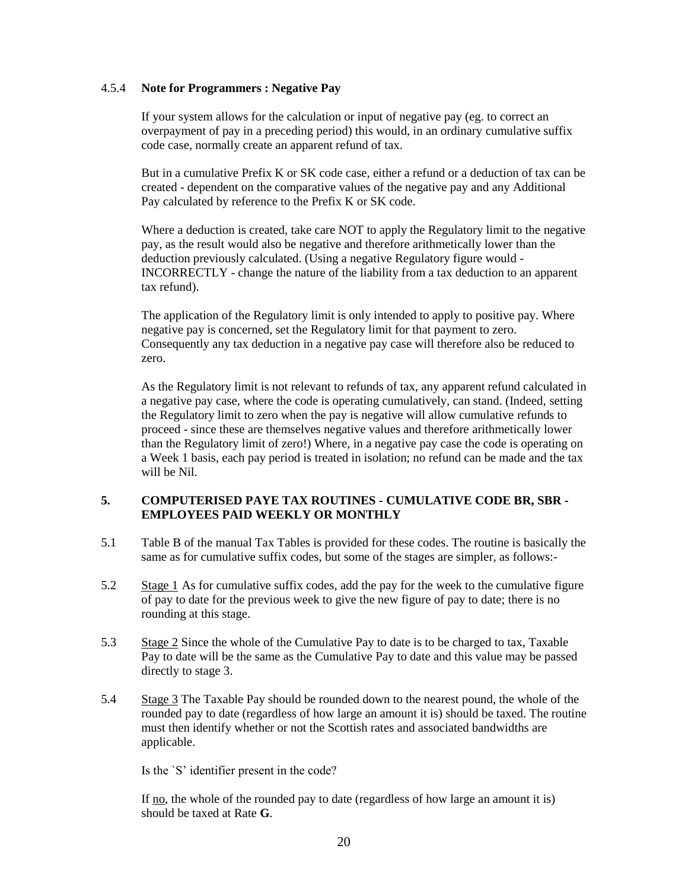### 4.5.4 **Note for Programmers : Negative Pay**

If your system allows for the calculation or input of negative pay (eg. to correct an overpayment of pay in a preceding period) this would, in an ordinary cumulative suffix code case, normally create an apparent refund of tax.

But in a cumulative Prefix K or SK code case, either a refund or a deduction of tax can be created - dependent on the comparative values of the negative pay and any Additional Pay calculated by reference to the Prefix K or SK code.

Where a deduction is created, take care NOT to apply the Regulatory limit to the negative pay, as the result would also be negative and therefore arithmetically lower than the deduction previously calculated. (Using a negative Regulatory figure would - INCORRECTLY - change the nature of the liability from a tax deduction to an apparent tax refund).

The application of the Regulatory limit is only intended to apply to positive pay. Where negative pay is concerned, set the Regulatory limit for that payment to zero. Consequently any tax deduction in a negative pay case will therefore also be reduced to zero.

As the Regulatory limit is not relevant to refunds of tax, any apparent refund calculated in a negative pay case, where the code is operating cumulatively, can stand. (Indeed, setting the Regulatory limit to zero when the pay is negative will allow cumulative refunds to proceed - since these are themselves negative values and therefore arithmetically lower than the Regulatory limit of zero!) Where, in a negative pay case the code is operating on a Week 1 basis, each pay period is treated in isolation; no refund can be made and the tax will be Nil.

## 5. COMPUTERISED PAYE TAX ROUTINES - CUMULATIVE CODE BR, SBR - EMPLOYEES PAID WEEKLY OR MONTHLY

5.1 Table B of the manual Tax Tables is provided for these codes. The routine is basically the same as for cumulative suffix codes, but some of the stages are simpler, as follows:-

5.2 Stage 1 As for cumulative suffix codes, add the pay for the week to the cumulative figure of pay to date for the previous week to give the new figure of pay to date; there is no rounding at this stage.

5.3 Stage 2 Since the whole of the Cumulative Pay to date is to be charged to tax, Taxable Pay to date will be the same as the Cumulative Pay to date and this value may be passed directly to stage 3.

5.4 Stage 3 The Taxable Pay should be rounded down to the nearest pound, the whole of the rounded pay to date (regardless of how large an amount it is) should be taxed. The routine must then identify whether or not the Scottish rates and associated bandwidths are applicable.

Is the `S' identifier present in the code?

If no, the whole of the rounded pay to date (regardless of how large an amount it is) should be taxed at Rate **G**.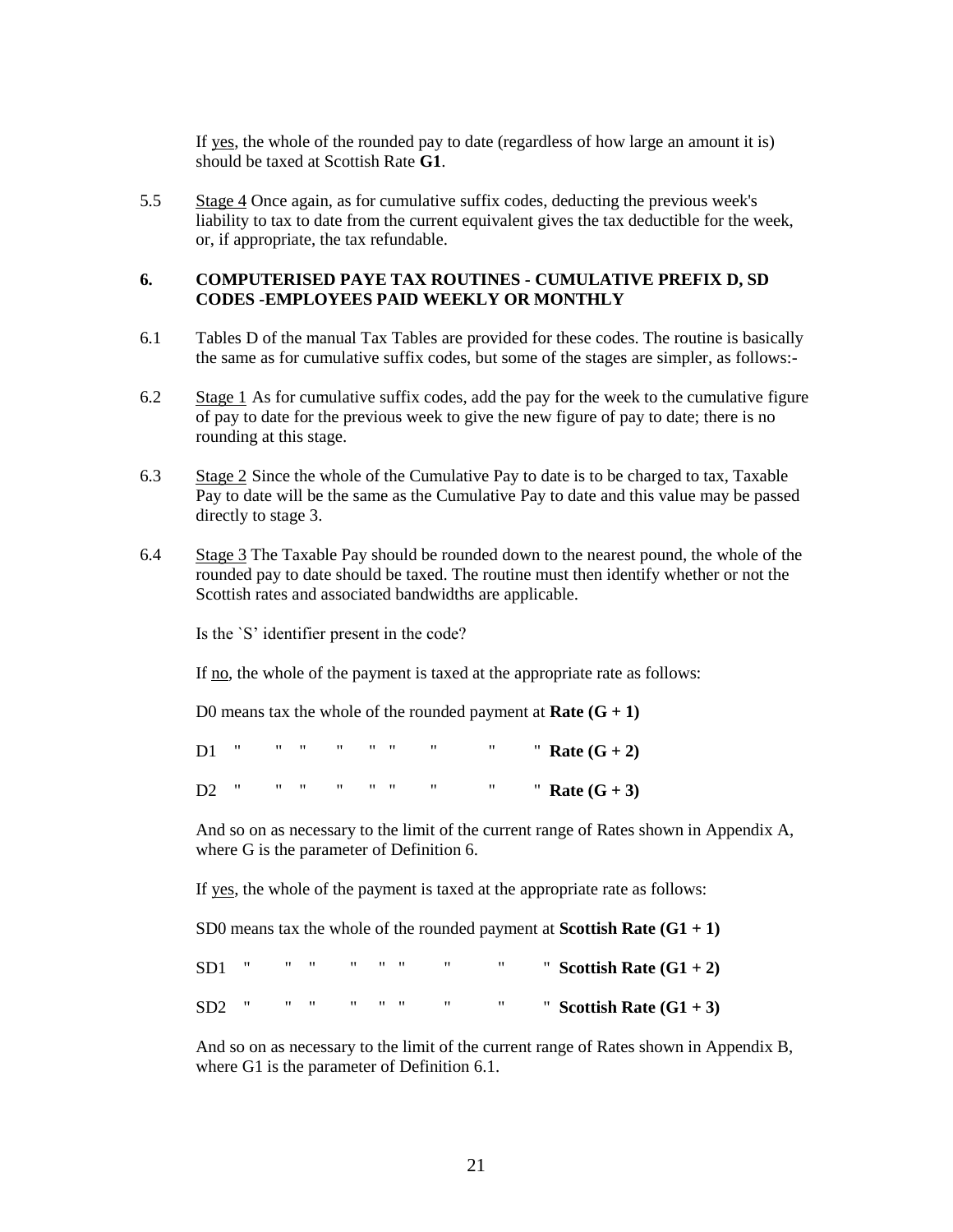If yes, the whole of the rounded pay to date (regardless of how large an amount it is) should be taxed at Scottish Rate **G1**.

5.5 Stage 4 Once again, as for cumulative suffix codes, deducting the previous week's liability to tax to date from the current equivalent gives the tax deductible for the week, or, if appropriate, the tax refundable.

## 6. COMPUTERISED PAYE TAX ROUTINES - CUMULATIVE PREFIX D, SD CODES -EMPLOYEES PAID WEEKLY OR MONTHLY

6.1 Tables D of the manual Tax Tables are provided for these codes. The routine is basically the same as for cumulative suffix codes, but some of the stages are simpler, as follows:-

6.2 Stage 1 As for cumulative suffix codes, add the pay for the week to the cumulative figure of pay to date for the previous week to give the new figure of pay to date; there is no rounding at this stage.

6.3 Stage 2 Since the whole of the Cumulative Pay to date is to be charged to tax, Taxable Pay to date will be the same as the Cumulative Pay to date and this value may be passed directly to stage 3.

6.4 Stage 3 The Taxable Pay should be rounded down to the nearest pound, the whole of the rounded pay to date should be taxed. The routine must then identify whether or not the Scottish rates and associated bandwidths are applicable.

Is the `S' identifier present in the code?

If no, the whole of the payment is taxed at the appropriate rate as follows:

D0 means tax the whole of the rounded payment at **Rate (G + 1)**

D1 " " " " " " " " " **Rate (G + 2)**

D2 " " " " " " " " " **Rate (G + 3)**

And so on as necessary to the limit of the current range of Rates shown in Appendix A, where G is the parameter of Definition 6.

If yes, the whole of the payment is taxed at the appropriate rate as follows:

SD0 means tax the whole of the rounded payment at **Scottish Rate (G1 + 1)**

SD1 " " " " " " " " " **Scottish Rate (G1 + 2)**

SD2 " " " " " " " " " **Scottish Rate (G1 + 3)**

And so on as necessary to the limit of the current range of Rates shown in Appendix B, where G1 is the parameter of Definition 6.1.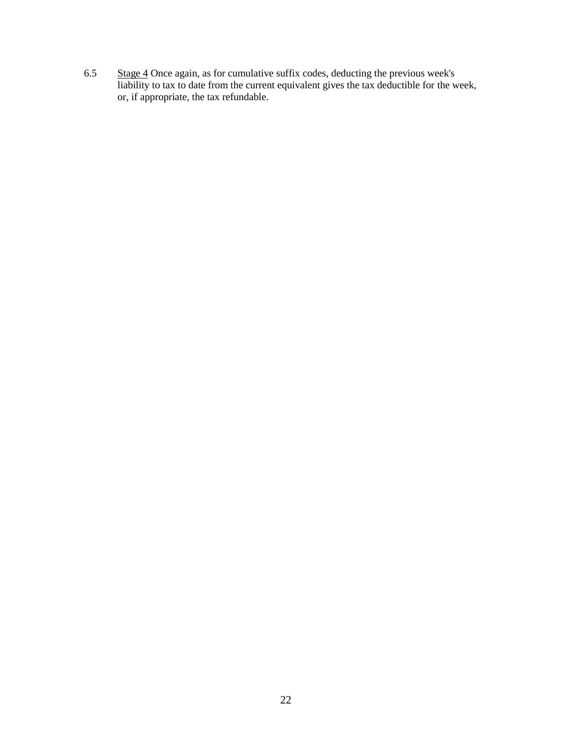6.5 Stage 4 Once again, as for cumulative suffix codes, deducting the previous week's liability to tax to date from the current equivalent gives the tax deductible for the week, or, if appropriate, the tax refundable.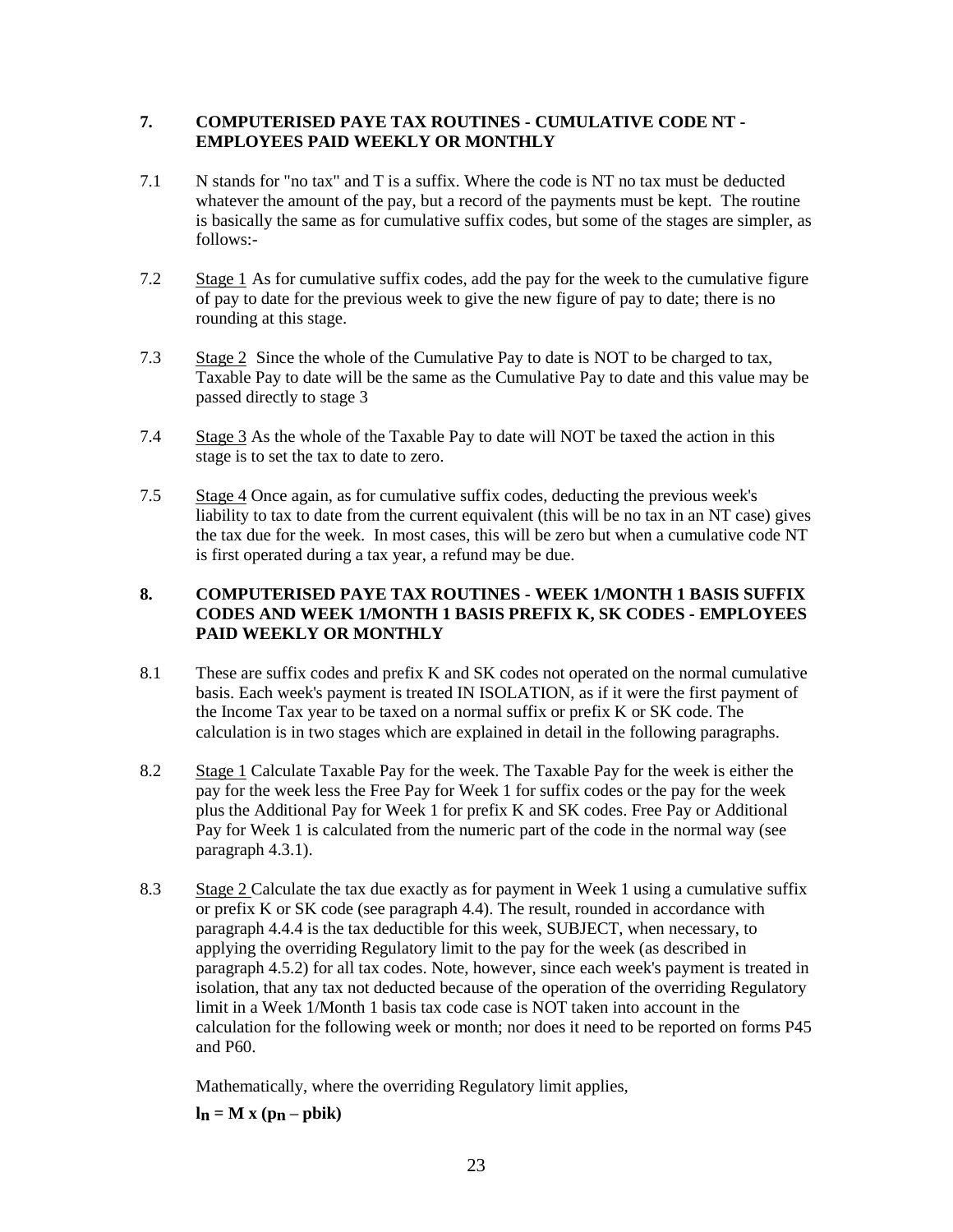## 7. COMPUTERISED PAYE TAX ROUTINES - CUMULATIVE CODE NT - EMPLOYEES PAID WEEKLY OR MONTHLY

7.1 N stands for "no tax" and T is a suffix. Where the code is NT no tax must be deducted whatever the amount of the pay, but a record of the payments must be kept. The routine is basically the same as for cumulative suffix codes, but some of the stages are simpler, as follows:-

7.2 Stage 1 As for cumulative suffix codes, add the pay for the week to the cumulative figure of pay to date for the previous week to give the new figure of pay to date; there is no rounding at this stage.

7.3 Stage 2 Since the whole of the Cumulative Pay to date is NOT to be charged to tax, Taxable Pay to date will be the same as the Cumulative Pay to date and this value may be passed directly to stage 3

7.4 Stage 3 As the whole of the Taxable Pay to date will NOT be taxed the action in this stage is to set the tax to date to zero.

7.5 Stage 4 Once again, as for cumulative suffix codes, deducting the previous week's liability to tax to date from the current equivalent (this will be no tax in an NT case) gives the tax due for the week. In most cases, this will be zero but when a cumulative code NT is first operated during a tax year, a refund may be due.

## 8. COMPUTERISED PAYE TAX ROUTINES - WEEK 1/MONTH 1 BASIS SUFFIX CODES AND WEEK 1/MONTH 1 BASIS PREFIX K, SK CODES - EMPLOYEES PAID WEEKLY OR MONTHLY

8.1 These are suffix codes and prefix K and SK codes not operated on the normal cumulative basis. Each week's payment is treated IN ISOLATION, as if it were the first payment of the Income Tax year to be taxed on a normal suffix or prefix K or SK code. The calculation is in two stages which are explained in detail in the following paragraphs.

8.2 Stage 1 Calculate Taxable Pay for the week. The Taxable Pay for the week is either the pay for the week less the Free Pay for Week 1 for suffix codes or the pay for the week plus the Additional Pay for Week 1 for prefix K and SK codes. Free Pay or Additional Pay for Week 1 is calculated from the numeric part of the code in the normal way (see paragraph 4.3.1).

8.3 Stage 2 Calculate the tax due exactly as for payment in Week 1 using a cumulative suffix or prefix K or SK code (see paragraph 4.4). The result, rounded in accordance with paragraph 4.4.4 is the tax deductible for this week, SUBJECT, when necessary, to applying the overriding Regulatory limit to the pay for the week (as described in paragraph 4.5.2) for all tax codes. Note, however, since each week's payment is treated in isolation, that any tax not deducted because of the operation of the overriding Regulatory limit in a Week 1/Month 1 basis tax code case is NOT taken into account in the calculation for the following week or month; nor does it need to be reported on forms P45 and P60.

Mathematically, where the overriding Regulatory limit applies,

$$\mathbf{l_n = M \times (p_n - pbik)}$$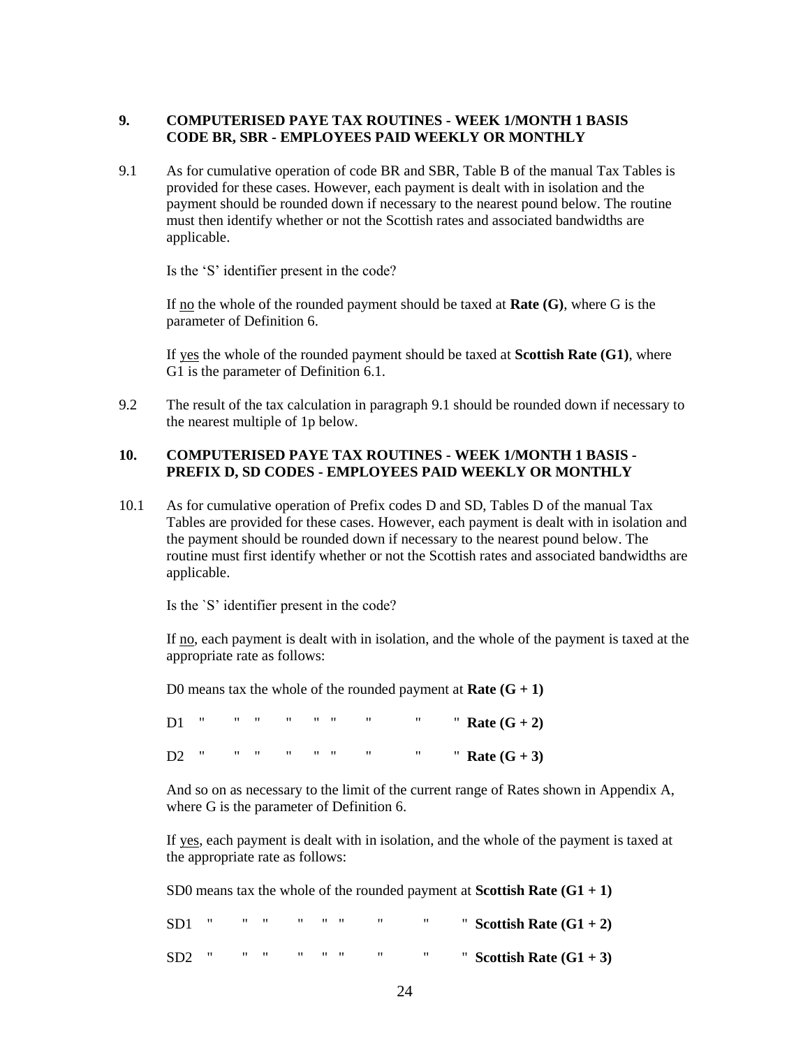## 9. COMPUTERISED PAYE TAX ROUTINES - WEEK 1/MONTH 1 BASIS CODE BR, SBR - EMPLOYEES PAID WEEKLY OR MONTHLY

9.1 As for cumulative operation of code BR and SBR, Table B of the manual Tax Tables is provided for these cases. However, each payment is dealt with in isolation and the payment should be rounded down if necessary to the nearest pound below. The routine must then identify whether or not the Scottish rates and associated bandwidths are applicable.

Is the 'S' identifier present in the code?

If no the whole of the rounded payment should be taxed at **Rate (G)**, where G is the parameter of Definition 6.

If yes the whole of the rounded payment should be taxed at **Scottish Rate (G1)**, where G1 is the parameter of Definition 6.1.

9.2 The result of the tax calculation in paragraph 9.1 should be rounded down if necessary to the nearest multiple of 1p below.

## 10. COMPUTERISED PAYE TAX ROUTINES - WEEK 1/MONTH 1 BASIS - PREFIX D, SD CODES - EMPLOYEES PAID WEEKLY OR MONTHLY

10.1 As for cumulative operation of Prefix codes D and SD, Tables D of the manual Tax Tables are provided for these cases. However, each payment is dealt with in isolation and the payment should be rounded down if necessary to the nearest pound below. The routine must first identify whether or not the Scottish rates and associated bandwidths are applicable.

Is the `S' identifier present in the code?

If no, each payment is dealt with in isolation, and the whole of the payment is taxed at the appropriate rate as follows:

D0 means tax the whole of the rounded payment at **Rate (G + 1)**

D1 " " " " " " " " " **Rate (G + 2)**

D2 " " " " " " " " " **Rate (G + 3)**

And so on as necessary to the limit of the current range of Rates shown in Appendix A, where G is the parameter of Definition 6.

If yes, each payment is dealt with in isolation, and the whole of the payment is taxed at the appropriate rate as follows:

SD0 means tax the whole of the rounded payment at **Scottish Rate (G1 + 1)**

SD1 " " " " " " " " " **Scottish Rate (G1 + 2)**

SD2 " " " " " " " " " **Scottish Rate (G1 + 3)**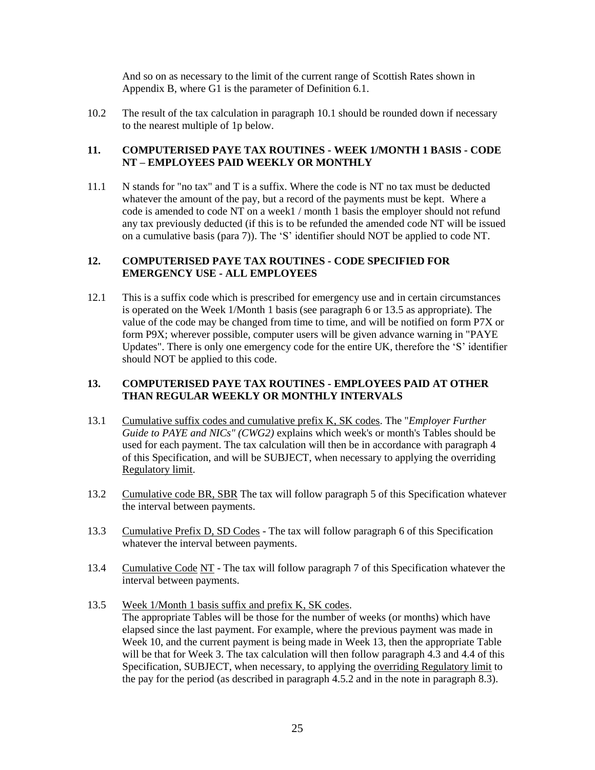And so on as necessary to the limit of the current range of Scottish Rates shown in Appendix B, where G1 is the parameter of Definition 6.1.

10.2 The result of the tax calculation in paragraph 10.1 should be rounded down if necessary to the nearest multiple of 1p below.

## 11. COMPUTERISED PAYE TAX ROUTINES - WEEK 1/MONTH 1 BASIS - CODE NT – EMPLOYEES PAID WEEKLY OR MONTHLY

11.1 N stands for "no tax" and T is a suffix. Where the code is NT no tax must be deducted whatever the amount of the pay, but a record of the payments must be kept. Where a code is amended to code NT on a week1 / month 1 basis the employer should not refund any tax previously deducted (if this is to be refunded the amended code NT will be issued on a cumulative basis (para 7)). The 'S' identifier should NOT be applied to code NT.

## 12. COMPUTERISED PAYE TAX ROUTINES - CODE SPECIFIED FOR EMERGENCY USE - ALL EMPLOYEES

12.1 This is a suffix code which is prescribed for emergency use and in certain circumstances is operated on the Week 1/Month 1 basis (see paragraph 6 or 13.5 as appropriate). The value of the code may be changed from time to time, and will be notified on form P7X or form P9X; wherever possible, computer users will be given advance warning in "PAYE Updates". There is only one emergency code for the entire UK, therefore the 'S' identifier should NOT be applied to this code.

## 13. COMPUTERISED PAYE TAX ROUTINES - EMPLOYEES PAID AT OTHER THAN REGULAR WEEKLY OR MONTHLY INTERVALS

13.1 Cumulative suffix codes and cumulative prefix K, SK codes. The "*Employer Further Guide to PAYE and NICs" (CWG2)* explains which week's or month's Tables should be used for each payment. The tax calculation will then be in accordance with paragraph 4 of this Specification, and will be SUBJECT, when necessary to applying the overriding Regulatory limit.

13.2 Cumulative code BR, SBR The tax will follow paragraph 5 of this Specification whatever the interval between payments.

13.3 Cumulative Prefix D, SD Codes - The tax will follow paragraph 6 of this Specification whatever the interval between payments.

13.4 Cumulative Code NT - The tax will follow paragraph 7 of this Specification whatever the interval between payments.

13.5 Week 1/Month 1 basis suffix and prefix K, SK codes.
The appropriate Tables will be those for the number of weeks (or months) which have elapsed since the last payment. For example, where the previous payment was made in Week 10, and the current payment is being made in Week 13, then the appropriate Table will be that for Week 3. The tax calculation will then follow paragraph 4.3 and 4.4 of this Specification, SUBJECT, when necessary, to applying the overriding Regulatory limit to the pay for the period (as described in paragraph 4.5.2 and in the note in paragraph 8.3).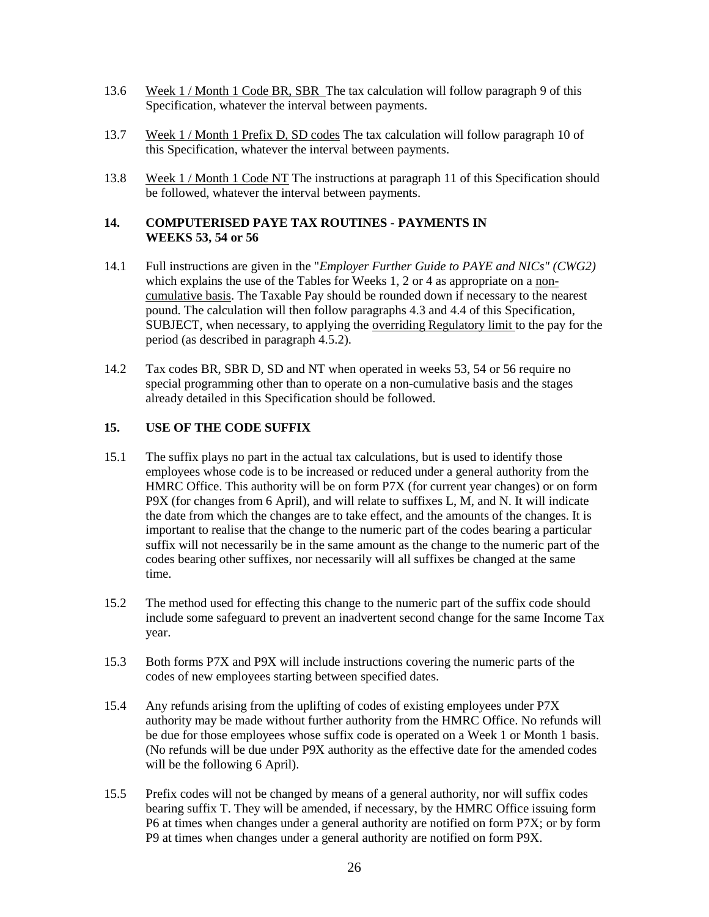13.6 Week 1 / Month 1 Code BR, SBR The tax calculation will follow paragraph 9 of this Specification, whatever the interval between payments.

13.7 Week 1 / Month 1 Prefix D, SD codes The tax calculation will follow paragraph 10 of this Specification, whatever the interval between payments.

13.8 Week 1 / Month 1 Code NT The instructions at paragraph 11 of this Specification should be followed, whatever the interval between payments.

## 14. COMPUTERISED PAYE TAX ROUTINES - PAYMENTS IN WEEKS 53, 54 or 56

14.1 Full instructions are given in the "*Employer Further Guide to PAYE and NICs" (CWG2)* which explains the use of the Tables for Weeks 1, 2 or 4 as appropriate on a non-cumulative basis. The Taxable Pay should be rounded down if necessary to the nearest pound. The calculation will then follow paragraphs 4.3 and 4.4 of this Specification, SUBJECT, when necessary, to applying the overriding Regulatory limit to the pay for the period (as described in paragraph 4.5.2).

14.2 Tax codes BR, SBR D, SD and NT when operated in weeks 53, 54 or 56 require no special programming other than to operate on a non-cumulative basis and the stages already detailed in this Specification should be followed.

## 15. USE OF THE CODE SUFFIX

15.1 The suffix plays no part in the actual tax calculations, but is used to identify those employees whose code is to be increased or reduced under a general authority from the HMRC Office. This authority will be on form P7X (for current year changes) or on form P9X (for changes from 6 April), and will relate to suffixes L, M, and N. It will indicate the date from which the changes are to take effect, and the amounts of the changes. It is important to realise that the change to the numeric part of the codes bearing a particular suffix will not necessarily be in the same amount as the change to the numeric part of the codes bearing other suffixes, nor necessarily will all suffixes be changed at the same time.

15.2 The method used for effecting this change to the numeric part of the suffix code should include some safeguard to prevent an inadvertent second change for the same Income Tax year.

15.3 Both forms P7X and P9X will include instructions covering the numeric parts of the codes of new employees starting between specified dates.

15.4 Any refunds arising from the uplifting of codes of existing employees under P7X authority may be made without further authority from the HMRC Office. No refunds will be due for those employees whose suffix code is operated on a Week 1 or Month 1 basis. (No refunds will be due under P9X authority as the effective date for the amended codes will be the following 6 April).

15.5 Prefix codes will not be changed by means of a general authority, nor will suffix codes bearing suffix T. They will be amended, if necessary, by the HMRC Office issuing form P6 at times when changes under a general authority are notified on form P7X; or by form P9 at times when changes under a general authority are notified on form P9X.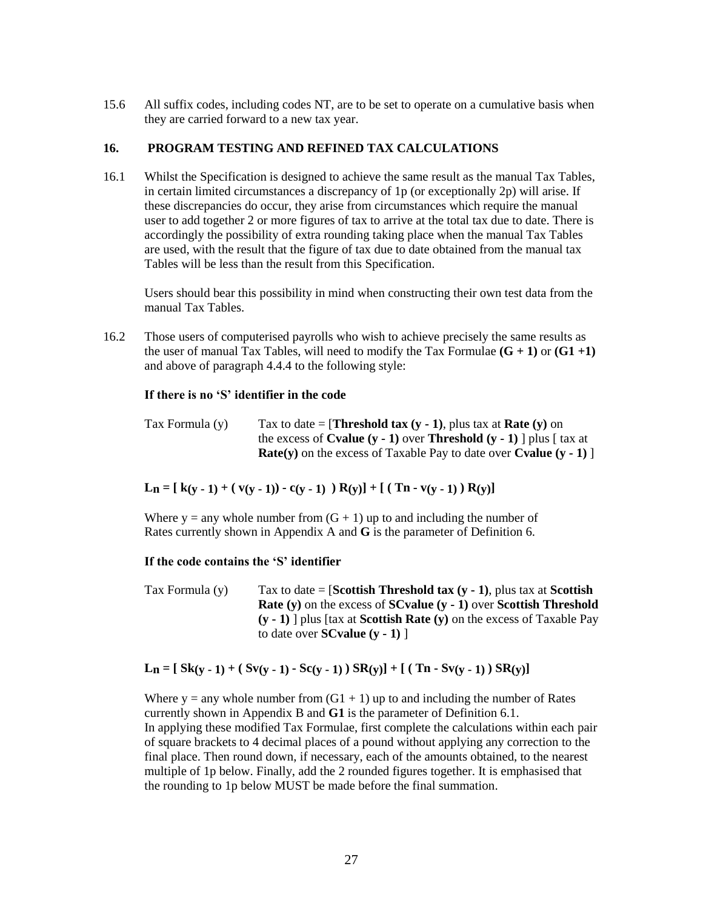15.6 All suffix codes, including codes NT, are to be set to operate on a cumulative basis when they are carried forward to a new tax year.

## 16. PROGRAM TESTING AND REFINED TAX CALCULATIONS

16.1 Whilst the Specification is designed to achieve the same result as the manual Tax Tables, in certain limited circumstances a discrepancy of 1p (or exceptionally 2p) will arise. If these discrepancies do occur, they arise from circumstances which require the manual user to add together 2 or more figures of tax to arrive at the total tax due to date. There is accordingly the possibility of extra rounding taking place when the manual Tax Tables are used, with the result that the figure of tax due to date obtained from the manual tax Tables will be less than the result from this Specification.

Users should bear this possibility in mind when constructing their own test data from the manual Tax Tables.

16.2 Those users of computerised payrolls who wish to achieve precisely the same results as the user of manual Tax Tables, will need to modify the Tax Formulae **(G + 1)** or **(G1 +1)** and above of paragraph 4.4.4 to the following style:

**If there is no 'S' identifier in the code**

Tax Formula (y) Tax to date = [**Threshold tax (y - 1)**, plus tax at **Rate (y)** on the excess of **Cvalue (y - 1)** over **Threshold (y - 1)** ] plus [ tax at **Rate(y)** on the excess of Taxable Pay to date over **Cvalue (y - 1)** ]

$$L_n = [\, k_{(y-1)} + (\, v_{(y-1)}) - c_{(y-1)}\ )\, R_{(y)}] + [\, (\, Tn - v_{(y-1)}\, )\, R_{(y)}]$$

Where y = any whole number from (G + 1) up to and including the number of Rates currently shown in Appendix A and **G** is the parameter of Definition 6.

**If the code contains the 'S' identifier**

Tax Formula (y) Tax to date = [**Scottish Threshold tax (y - 1)**, plus tax at **Scottish Rate (y)** on the excess of **SCvalue (y - 1)** over **Scottish Threshold (y - 1)** ] plus [tax at **Scottish Rate (y)** on the excess of Taxable Pay to date over **SCvalue (y - 1)** ]

$$L_n = [\, Sk_{(y-1)} + (\, Sv_{(y-1)} - Sc_{(y-1)}\, )\, SR_{(y)}] + [\, (\, Tn - Sv_{(y-1)}\, )\, SR_{(y)}]$$

Where y = any whole number from (G1 + 1) up to and including the number of Rates currently shown in Appendix B and **G1** is the parameter of Definition 6.1.
In applying these modified Tax Formulae, first complete the calculations within each pair of square brackets to 4 decimal places of a pound without applying any correction to the final place. Then round down, if necessary, each of the amounts obtained, to the nearest multiple of 1p below. Finally, add the 2 rounded figures together. It is emphasised that the rounding to 1p below MUST be made before the final summation.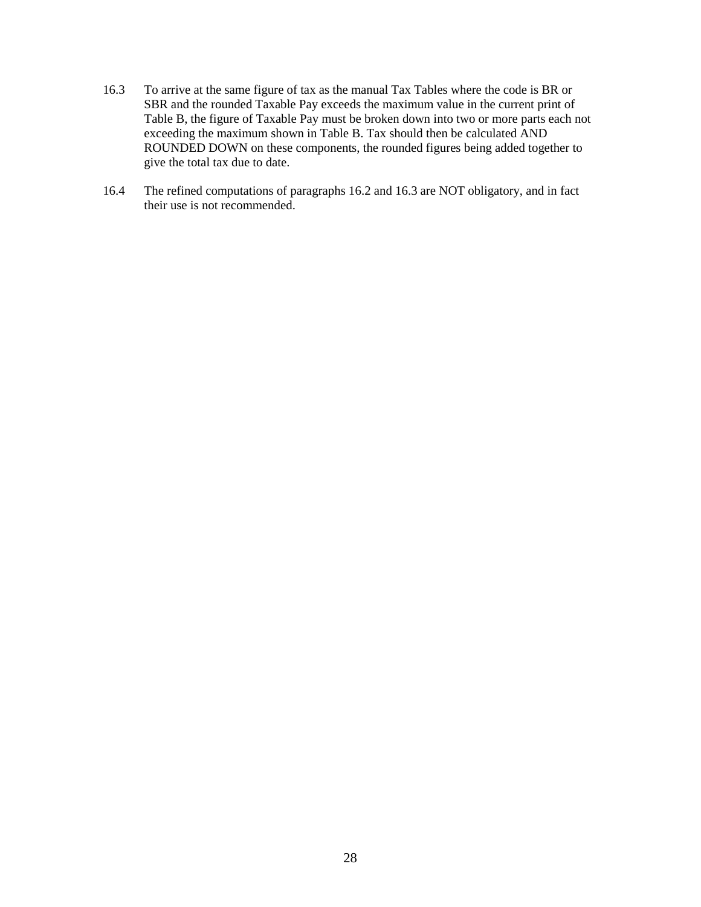16.3 To arrive at the same figure of tax as the manual Tax Tables where the code is BR or SBR and the rounded Taxable Pay exceeds the maximum value in the current print of Table B, the figure of Taxable Pay must be broken down into two or more parts each not exceeding the maximum shown in Table B. Tax should then be calculated AND ROUNDED DOWN on these components, the rounded figures being added together to give the total tax due to date.

16.4 The refined computations of paragraphs 16.2 and 16.3 are NOT obligatory, and in fact their use is not recommended.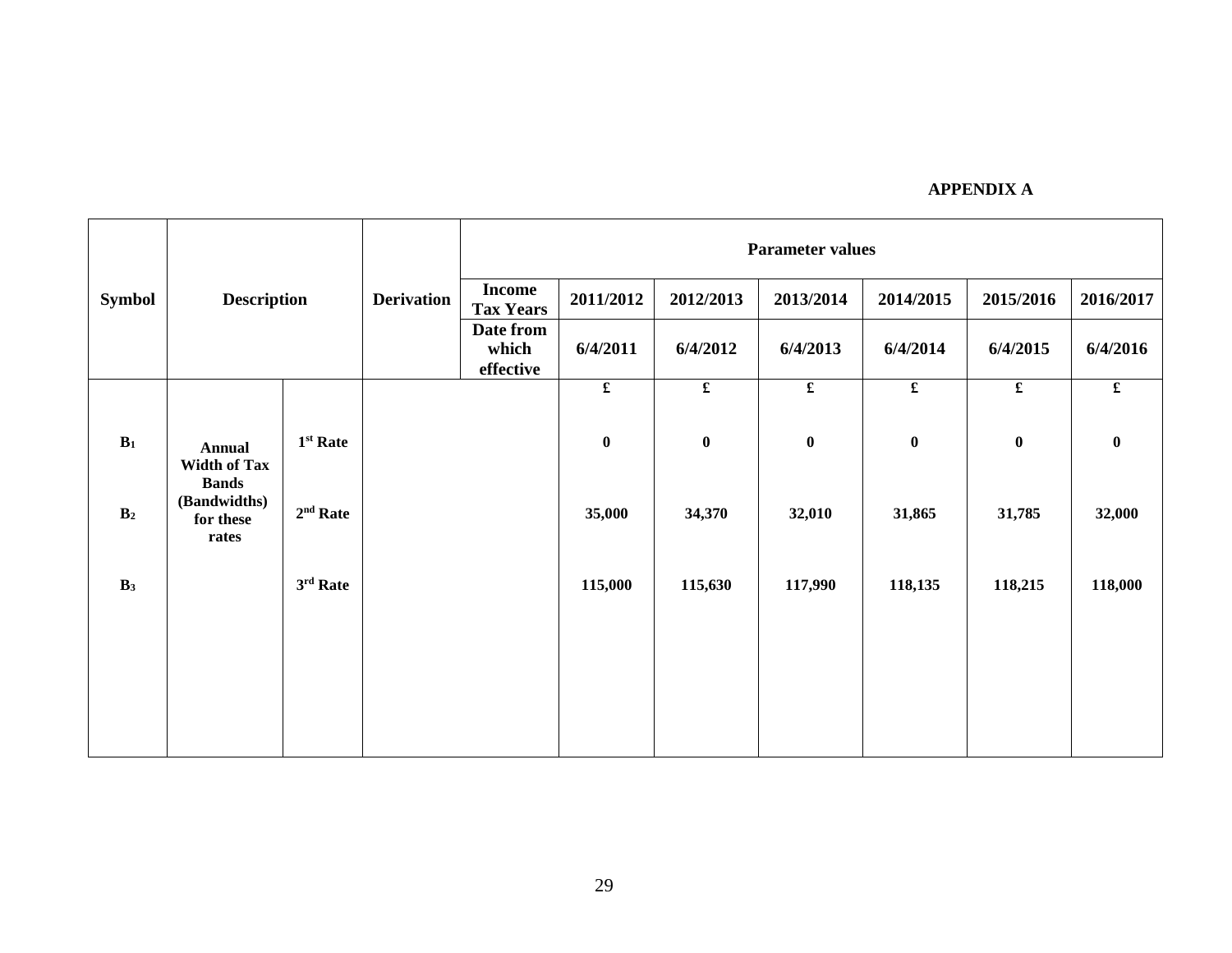**APPENDIX A**

| Symbol | Description | | Derivation | Parameter values | | | | | | |
|---|---|---|---|---|---|---|---|---|---|---|
| | | | | Income Tax Years | 2011/2012 | 2012/2013 | 2013/2014 | 2014/2015 | 2015/2016 | 2016/2017 |
| | | | | Date from which effective | 6/4/2011 | 6/4/2012 | 6/4/2013 | 6/4/2014 | 6/4/2015 | 6/4/2016 |
| | | | | | £ | £ | £ | £ | £ | £ |
| $B_1$ | Annual Width of Tax Bands (Bandwidths) for these rates | 1st Rate | | | 0 | 0 | 0 | 0 | 0 | 0 |
| $B_2$ | | 2nd Rate | | | 35,000 | 34,370 | 32,010 | 31,865 | 31,785 | 32,000 |
| $B_3$ | | 3rd Rate | | | 115,000 | 115,630 | 117,990 | 118,135 | 118,215 | 118,000 |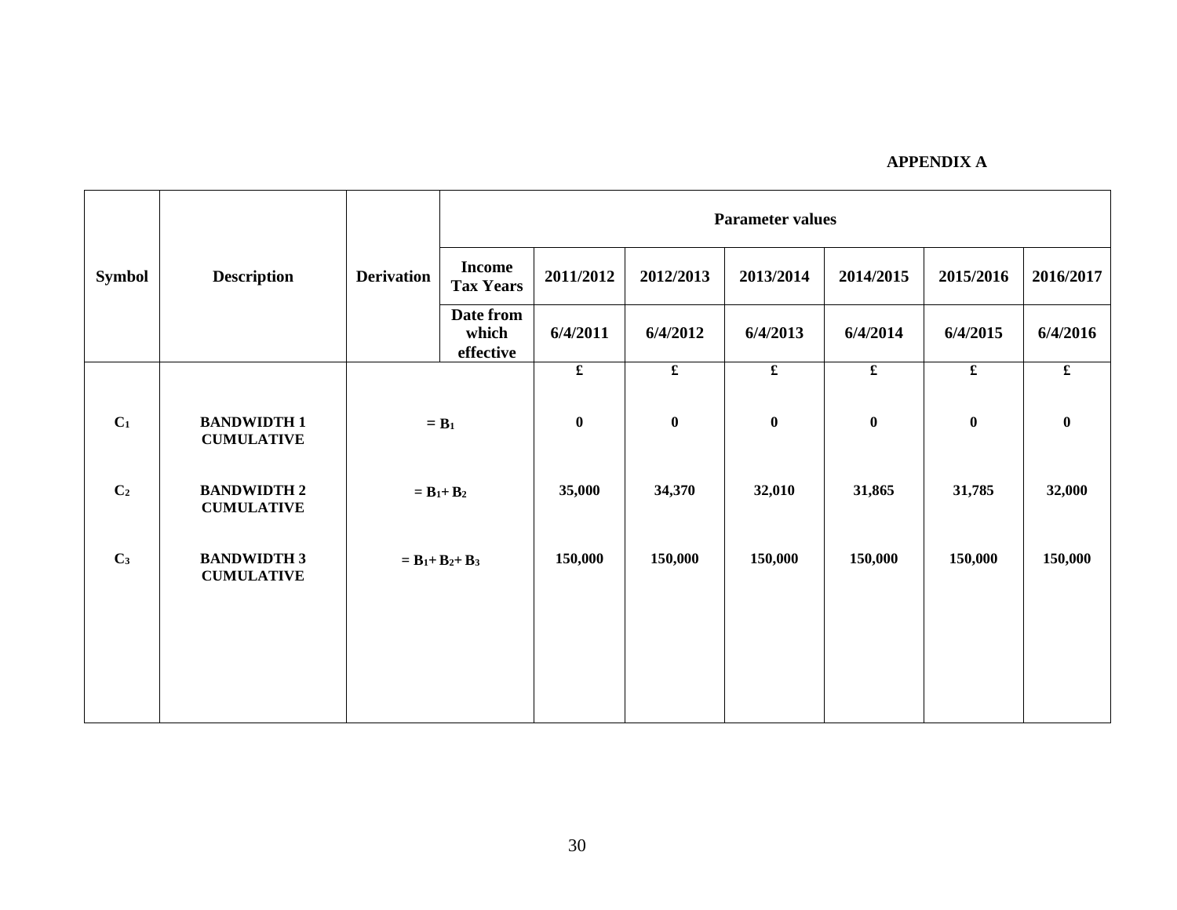**APPENDIX A**

| Symbol | Description | Derivation | Parameter values | | | | | | |
|---|---|---|---|---|---|---|---|---|---|
| | | | **Income Tax Years** | **2011/2012** | **2012/2013** | **2013/2014** | **2014/2015** | **2015/2016** | **2016/2017** |
| | | | **Date from which effective** | **6/4/2011** | **6/4/2012** | **6/4/2013** | **6/4/2014** | **6/4/2015** | **6/4/2016** |
| | | | | **£** | **£** | **£** | **£** | **£** | **£** |
| $C_1$ | **BANDWIDTH 1 CUMULATIVE** | $= B_1$ | | **0** | **0** | **0** | **0** | **0** | **0** |
| $C_2$ | **BANDWIDTH 2 CUMULATIVE** | $= B_1 + B_2$ | | **35,000** | **34,370** | **32,010** | **31,865** | **31,785** | **32,000** |
| $C_3$ | **BANDWIDTH 3 CUMULATIVE** | $= B_1 + B_2 + B_3$ | | **150,000** | **150,000** | **150,000** | **150,000** | **150,000** | **150,000** |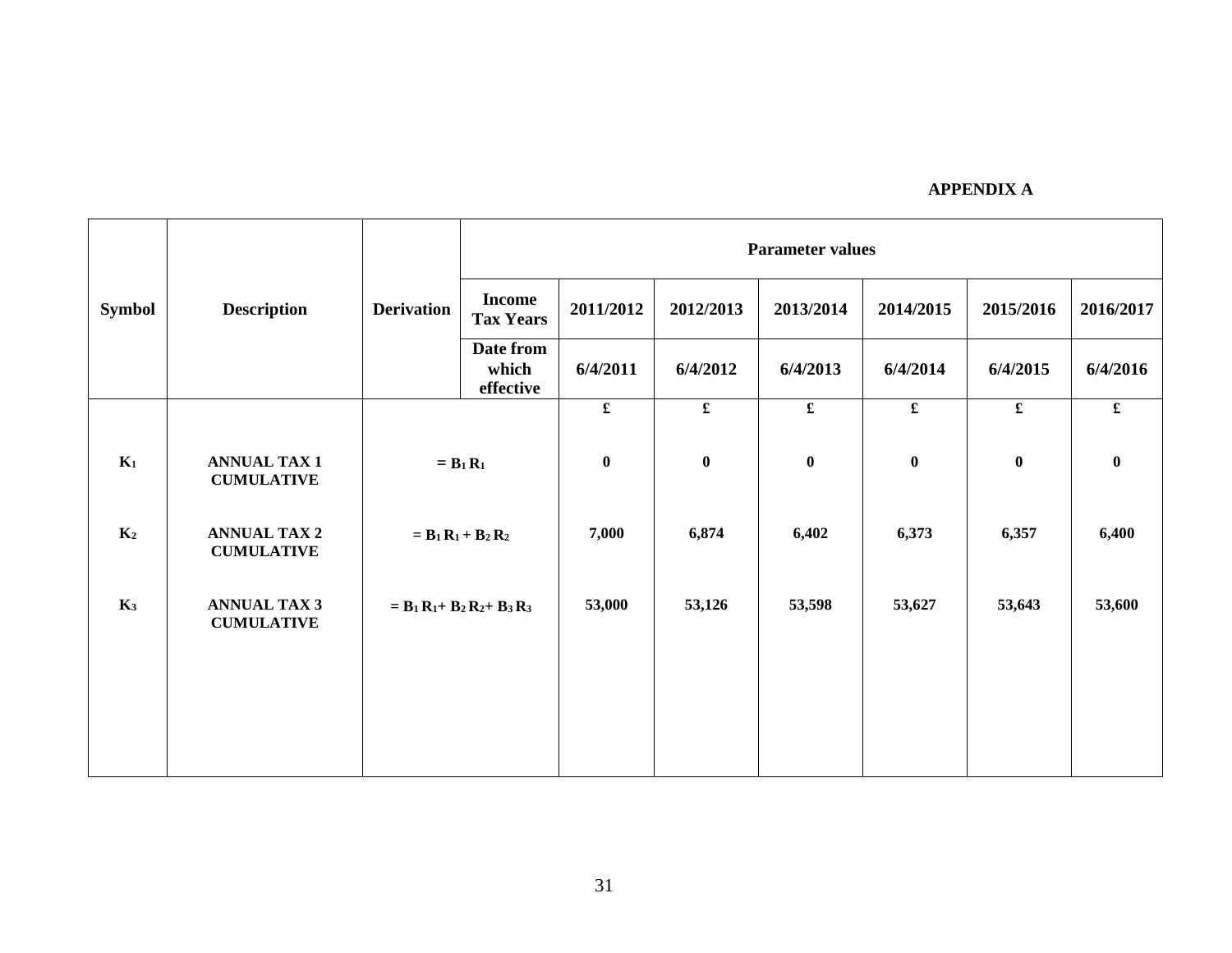**APPENDIX A**

| Symbol | Description | Derivation | | Parameter values | | | | | |
|---|---|---|---|---|---|---|---|---|---|
| | | | Income Tax Years | 2011/2012 | 2012/2013 | 2013/2014 | 2014/2015 | 2015/2016 | 2016/2017 |
| | | | Date from which effective | 6/4/2011 | 6/4/2012 | 6/4/2013 | 6/4/2014 | 6/4/2015 | 6/4/2016 |
| | | | | £ | £ | £ | £ | £ | £ |
| $K_1$ | ANNUAL TAX 1 CUMULATIVE | $= B_1 R_1$ | | 0 | 0 | 0 | 0 | 0 | 0 |
| $K_2$ | ANNUAL TAX 2 CUMULATIVE | $= B_1 R_1 + B_2 R_2$ | | 7,000 | 6,874 | 6,402 | 6,373 | 6,357 | 6,400 |
| $K_3$ | ANNUAL TAX 3 CUMULATIVE | $= B_1 R_1 + B_2 R_2 + B_3 R_3$ | | 53,000 | 53,126 | 53,598 | 53,627 | 53,643 | 53,600 |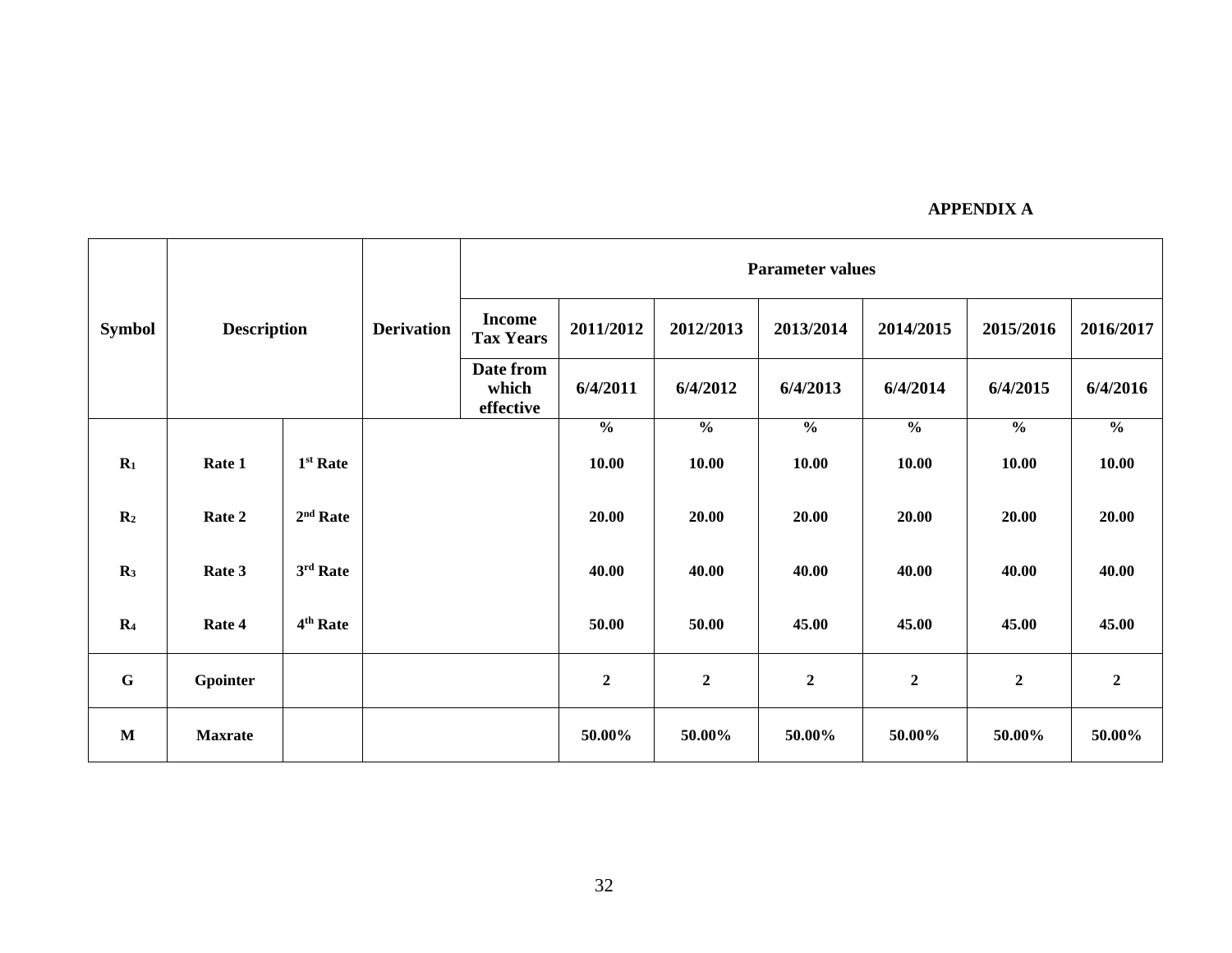**APPENDIX A**

| Symbol | Description | | Derivation | Parameter values | | | | | | |
|---|---|---|---|---|---|---|---|---|---|---|
| | | | | Income Tax Years | 2011/2012 | 2012/2013 | 2013/2014 | 2014/2015 | 2015/2016 | 2016/2017 |
| | | | | Date from which effective | 6/4/2011 | 6/4/2012 | 6/4/2013 | 6/4/2014 | 6/4/2015 | 6/4/2016 |
| | | | | | % | % | % | % | % | % |
| $R_1$ | Rate 1 | 1st Rate | | | 10.00 | 10.00 | 10.00 | 10.00 | 10.00 | 10.00 |
| $R_2$ | Rate 2 | 2nd Rate | | | 20.00 | 20.00 | 20.00 | 20.00 | 20.00 | 20.00 |
| $R_3$ | Rate 3 | 3rd Rate | | | 40.00 | 40.00 | 40.00 | 40.00 | 40.00 | 40.00 |
| $R_4$ | Rate 4 | 4th Rate | | | 50.00 | 50.00 | 45.00 | 45.00 | 45.00 | 45.00 |
| G | Gpointer | | | | 2 | 2 | 2 | 2 | 2 | 2 |
| M | Maxrate | | | | 50.00% | 50.00% | 50.00% | 50.00% | 50.00% | 50.00% |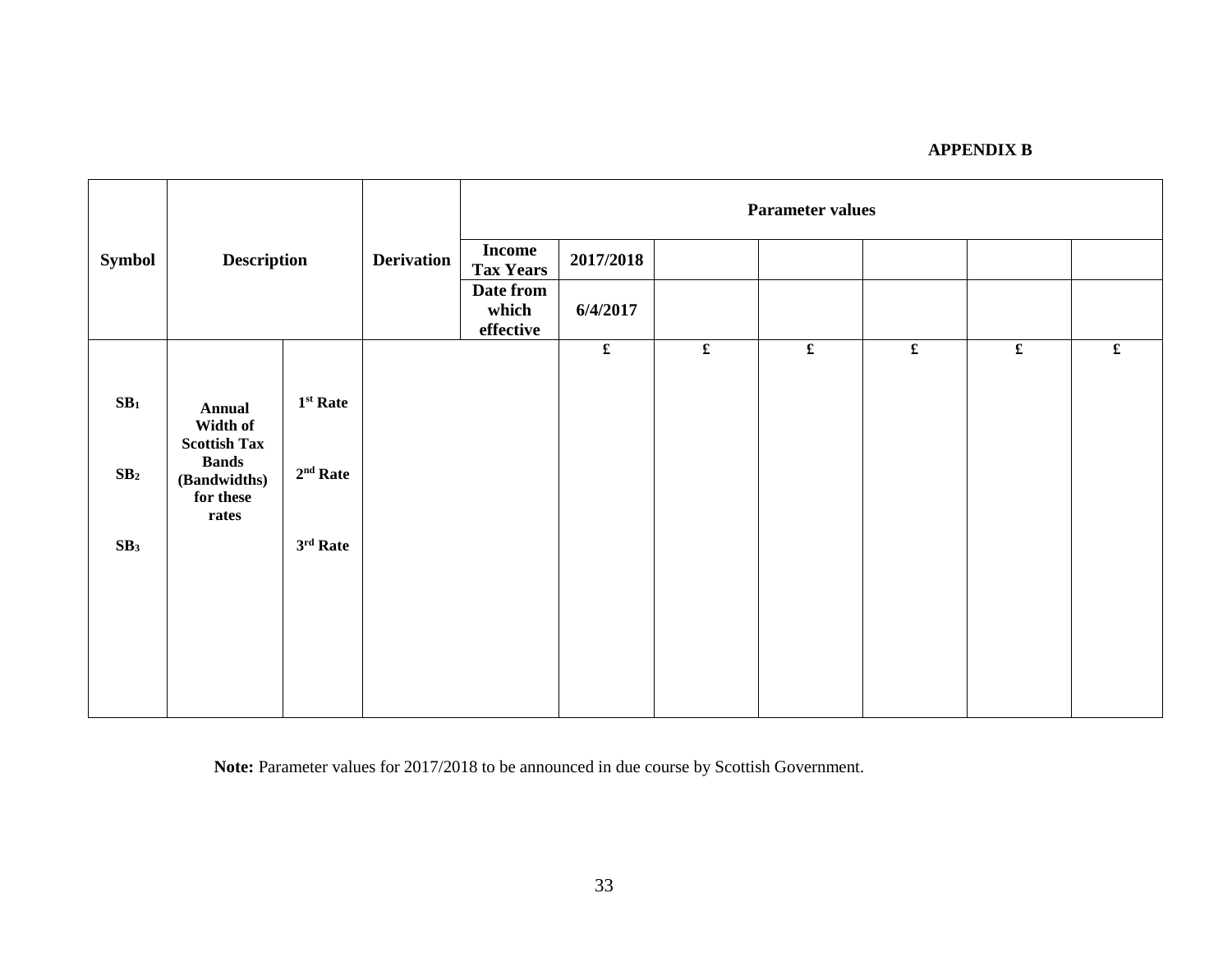**APPENDIX B**

| Symbol | Description | | Derivation | Parameter values | | | | | | |
|---|---|---|---|---|---|---|---|---|---|---|
| | | | | Income Tax Years | 2017/2018 | | | | | |
| | | | | Date from which effective | 6/4/2017 | | | | | |
| | | | | | £ | £ | £ | £ | £ | £ |
| $SB_1$ | Annual Width of Scottish Tax Bands (Bandwidths) for these rates | 1st Rate | | | | | | | | |
| $SB_2$ | | 2nd Rate | | | | | | | | |
| $SB_3$ | | 3rd Rate | | | | | | | | |

**Note:** Parameter values for 2017/2018 to be announced in due course by Scottish Government.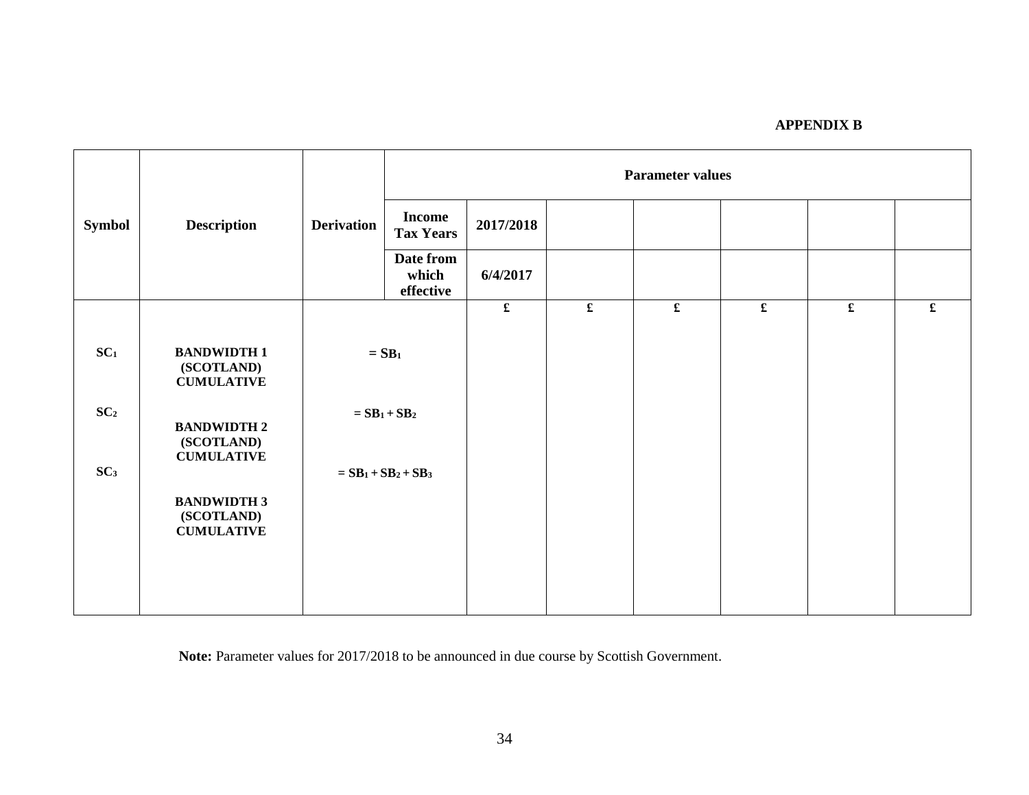**APPENDIX B**

| Symbol | Description | Derivation | | Parameter values | | | | | |
|---|---|---|---|---|---|---|---|---|---|
| | | | Income Tax Years | 2017/2018 | | | | | |
| | | | Date from which effective | 6/4/2017 | | | | | |
| | | | | £ | £ | £ | £ | £ | £ |
| $SC_1$ | **BANDWIDTH 1 (SCOTLAND) CUMULATIVE** | $= SB_1$ | | | | | | | |
| $SC_2$ | **BANDWIDTH 2 (SCOTLAND) CUMULATIVE** | $= SB_1 + SB_2$ | | | | | | | |
| $SC_3$ | **BANDWIDTH 3 (SCOTLAND) CUMULATIVE** | $= SB_1 + SB_2 + SB_3$ | | | | | | | |

**Note:** Parameter values for 2017/2018 to be announced in due course by Scottish Government.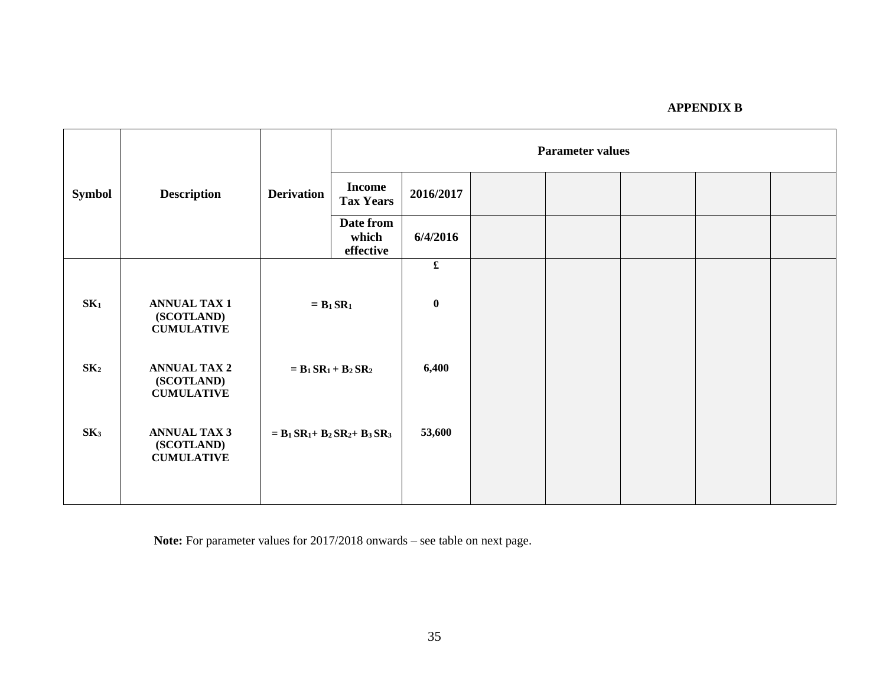**APPENDIX B**

| Symbol | Description | Derivation | Parameter values | | | | | | |
|---|---|---|---|---|---|---|---|---|---|
| | | | Income Tax Years | 2016/2017 | | | | | |
| | | | Date from which effective | 6/4/2016 | | | | | |
| | | | | £ | | | | | |
| $SK_1$ | ANNUAL TAX 1 (SCOTLAND) CUMULATIVE | $= B_1 SR_1$ | | 0 | | | | | |
| $SK_2$ | ANNUAL TAX 2 (SCOTLAND) CUMULATIVE | $= B_1 SR_1 + B_2 SR_2$ | | 6,400 | | | | | |
| $SK_3$ | ANNUAL TAX 3 (SCOTLAND) CUMULATIVE | $= B_1 SR_1 + B_2 SR_2 + B_3 SR_3$ | | 53,600 | | | | | |

**Note:** For parameter values for 2017/2018 onwards – see table on next page.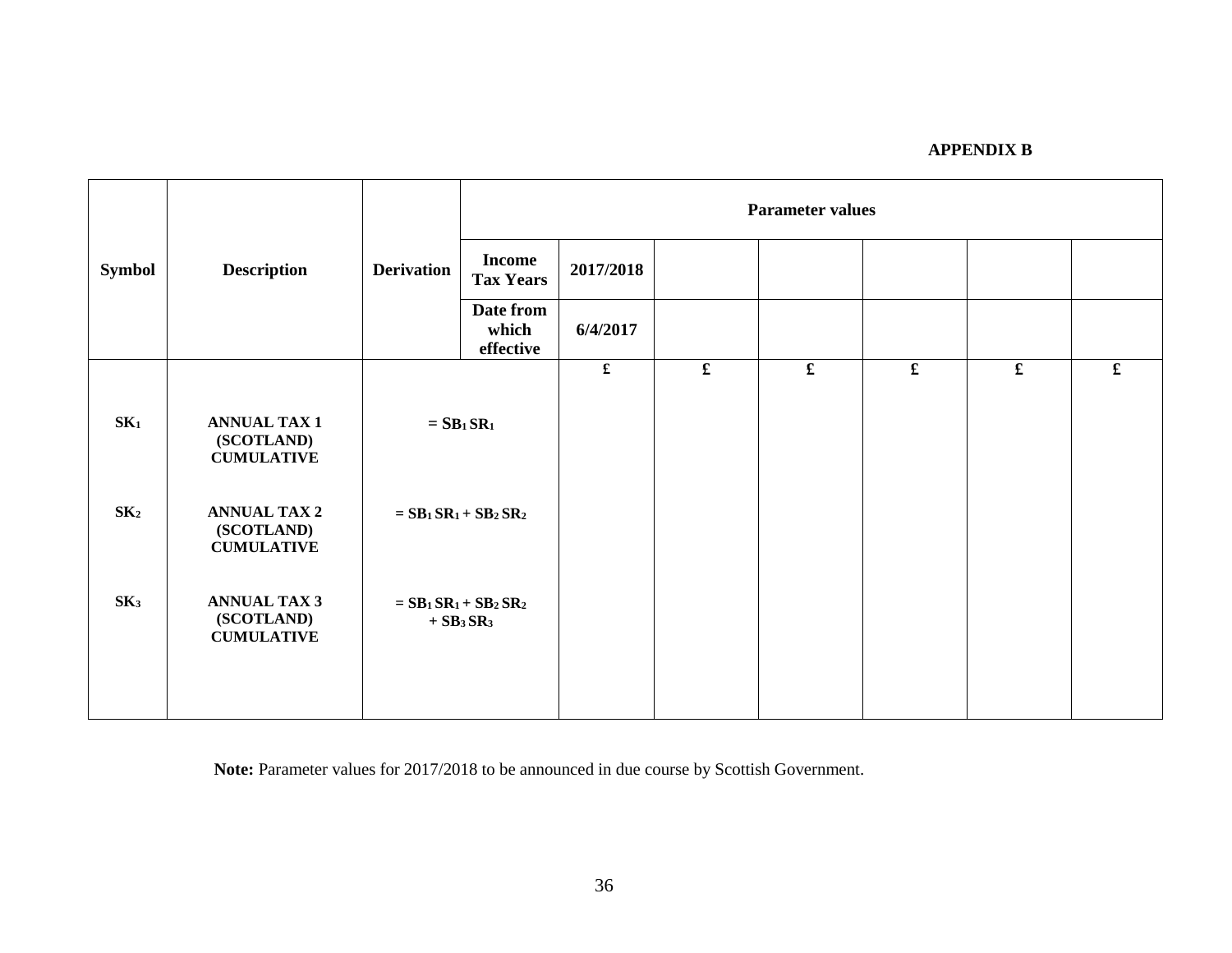**APPENDIX B**

| Symbol | Description | Derivation | | Parameter values | | | | | |
|---|---|---|---|---|---|---|---|---|---|
| | | | Income Tax Years | 2017/2018 | | | | | |
| | | | Date from which effective | 6/4/2017 | | | | | |
| | | | | £ | £ | £ | £ | £ | £ |
| $SK_1$ | ANNUAL TAX 1 (SCOTLAND) CUMULATIVE | $= SB_1 SR_1$ | | | | | | | |
| $SK_2$ | ANNUAL TAX 2 (SCOTLAND) CUMULATIVE | $= SB_1 SR_1 + SB_2 SR_2$ | | | | | | | |
| $SK_3$ | ANNUAL TAX 3 (SCOTLAND) CUMULATIVE | $= SB_1 SR_1 + SB_2 SR_2 + SB_3 SR_3$ | | | | | | | |

**Note:** Parameter values for 2017/2018 to be announced in due course by Scottish Government.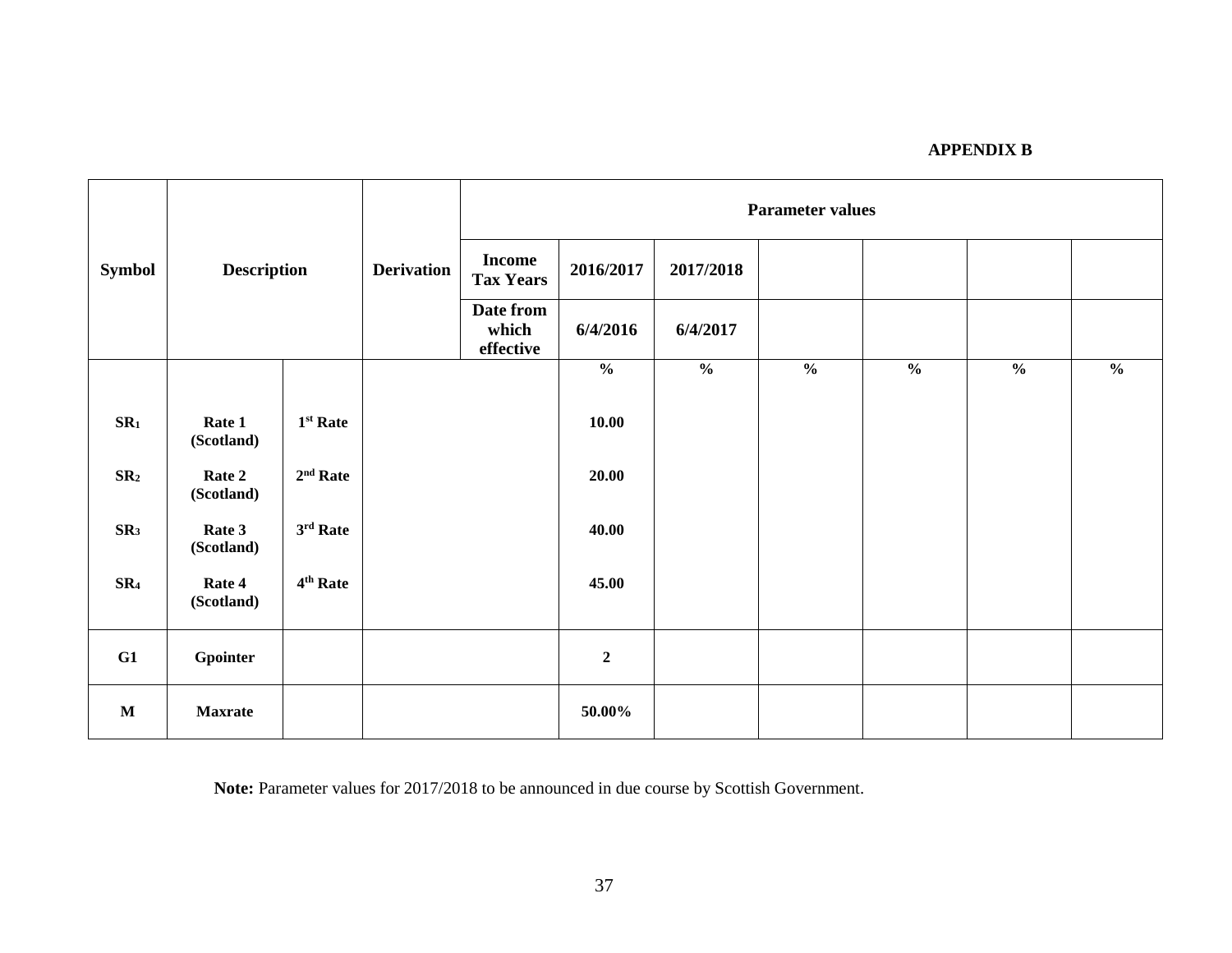**APPENDIX B**

| Symbol | Description | | Derivation | Parameter values | | | | | | |
|---|---|---|---|---|---|---|---|---|---|---|
| | | | | Income Tax Years | 2016/2017 | 2017/2018 | | | | |
| | | | | Date from which effective | 6/4/2016 | 6/4/2017 | | | | |
| | | | | | % | % | % | % | % | % |
| $SR_1$ | Rate 1 (Scotland) | 1st Rate | | | 10.00 | | | | | |
| $SR_2$ | Rate 2 (Scotland) | 2nd Rate | | | 20.00 | | | | | |
| $SR_3$ | Rate 3 (Scotland) | 3rd Rate | | | 40.00 | | | | | |
| $SR_4$ | Rate 4 (Scotland) | 4th Rate | | | 45.00 | | | | | |
| G1 | Gpointer | | | | 2 | | | | | |
| M | Maxrate | | | | 50.00% | | | | | |

**Note:** Parameter values for 2017/2018 to be announced in due course by Scottish Government.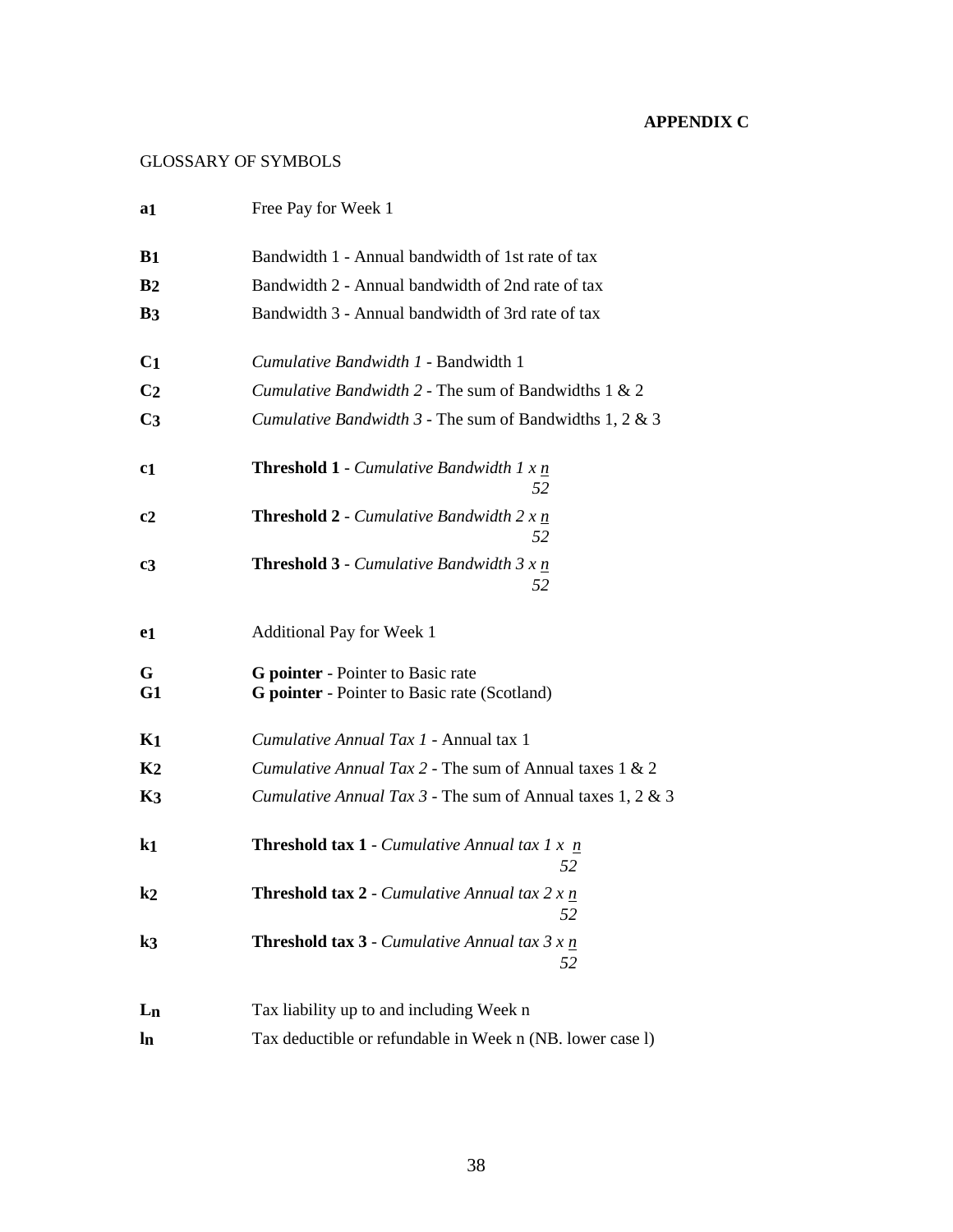**APPENDIX C**

GLOSSARY OF SYMBOLS

| Symbol | Description |
|---|---|
| **$a_1$** | Free Pay for Week 1 |
| **$B_1$** | Bandwidth 1 - Annual bandwidth of 1st rate of tax |
| **$B_2$** | Bandwidth 2 - Annual bandwidth of 2nd rate of tax |
| **$B_3$** | Bandwidth 3 - Annual bandwidth of 3rd rate of tax |
| **$C_1$** | *Cumulative Bandwidth 1* - Bandwidth 1 |
| **$C_2$** | *Cumulative Bandwidth 2* - The sum of Bandwidths 1 & 2 |
| **$C_3$** | *Cumulative Bandwidth 3* - The sum of Bandwidths 1, 2 & 3 |
| **$c_1$** | **Threshold 1** - *Cumulative Bandwidth 1* $\times \frac{n}{52}$ |
| **$c_2$** | **Threshold 2** - *Cumulative Bandwidth 2* $\times \frac{n}{52}$ |
| **$c_3$** | **Threshold 3** - *Cumulative Bandwidth 3* $\times \frac{n}{52}$ |
| **$e_1$** | Additional Pay for Week 1 |
| **G** | **G pointer** - Pointer to Basic rate |
| **G1** | **G pointer** - Pointer to Basic rate (Scotland) |
| **$K_1$** | *Cumulative Annual Tax 1* - Annual tax 1 |
| **$K_2$** | *Cumulative Annual Tax 2* - The sum of Annual taxes 1 & 2 |
| **$K_3$** | *Cumulative Annual Tax 3* - The sum of Annual taxes 1, 2 & 3 |
| **$k_1$** | **Threshold tax 1** - *Cumulative Annual tax 1* $\times \frac{n}{52}$ |
| **$k_2$** | **Threshold tax 2** - *Cumulative Annual tax 2* $\times \frac{n}{52}$ |
| **$k_3$** | **Threshold tax 3** - *Cumulative Annual tax 3* $\times \frac{n}{52}$ |
| **$L_n$** | Tax liability up to and including Week n |
| **$l_n$** | Tax deductible or refundable in Week n (NB. lower case l) |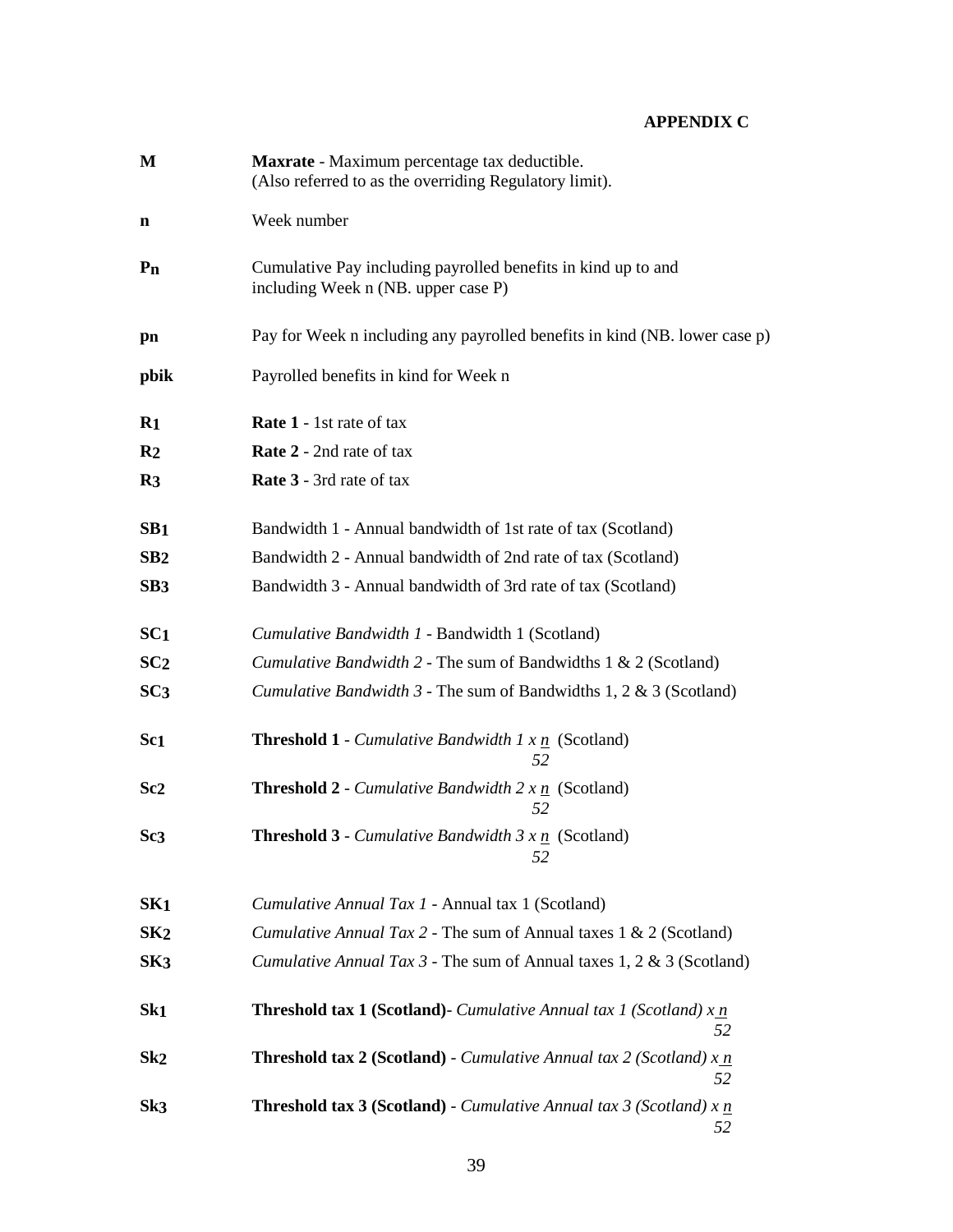**APPENDIX C**

| | |
|---|---|
| **M** | **Maxrate** - Maximum percentage tax deductible. (Also referred to as the overriding Regulatory limit). |
| **n** | Week number |
| **$P_n$** | Cumulative Pay including payrolled benefits in kind up to and including Week n (NB. upper case P) |
| **$p_n$** | Pay for Week n including any payrolled benefits in kind (NB. lower case p) |
| **pbik** | Payrolled benefits in kind for Week n |
| **$R_1$** | **Rate 1** - 1st rate of tax |
| **$R_2$** | **Rate 2** - 2nd rate of tax |
| **$R_3$** | **Rate 3** - 3rd rate of tax |
| **$SB_1$** | Bandwidth 1 - Annual bandwidth of 1st rate of tax (Scotland) |
| **$SB_2$** | Bandwidth 2 - Annual bandwidth of 2nd rate of tax (Scotland) |
| **$SB_3$** | Bandwidth 3 - Annual bandwidth of 3rd rate of tax (Scotland) |
| **$SC_1$** | *Cumulative Bandwidth 1* - Bandwidth 1 (Scotland) |
| **$SC_2$** | *Cumulative Bandwidth 2* - The sum of Bandwidths 1 & 2 (Scotland) |
| **$SC_3$** | *Cumulative Bandwidth 3* - The sum of Bandwidths 1, 2 & 3 (Scotland) |
| **$Sc_1$** | **Threshold 1** - *Cumulative Bandwidth 1* $\times \frac{n}{52}$ (Scotland) |
| **$Sc_2$** | **Threshold 2** - *Cumulative Bandwidth 2* $\times \frac{n}{52}$ (Scotland) |
| **$Sc_3$** | **Threshold 3** - *Cumulative Bandwidth 3* $\times \frac{n}{52}$ (Scotland) |
| **$SK_1$** | *Cumulative Annual Tax 1* - Annual tax 1 (Scotland) |
| **$SK_2$** | *Cumulative Annual Tax 2* - The sum of Annual taxes 1 & 2 (Scotland) |
| **$SK_3$** | *Cumulative Annual Tax 3* - The sum of Annual taxes 1, 2 & 3 (Scotland) |
| **$Sk_1$** | **Threshold tax 1 (Scotland)**- *Cumulative Annual tax 1 (Scotland)* $\times \frac{n}{52}$ |
| **$Sk_2$** | **Threshold tax 2 (Scotland)** - *Cumulative Annual tax 2 (Scotland)* $\times \frac{n}{52}$ |
| **$Sk_3$** | **Threshold tax 3 (Scotland)** - *Cumulative Annual tax 3 (Scotland)* $\times \frac{n}{52}$ |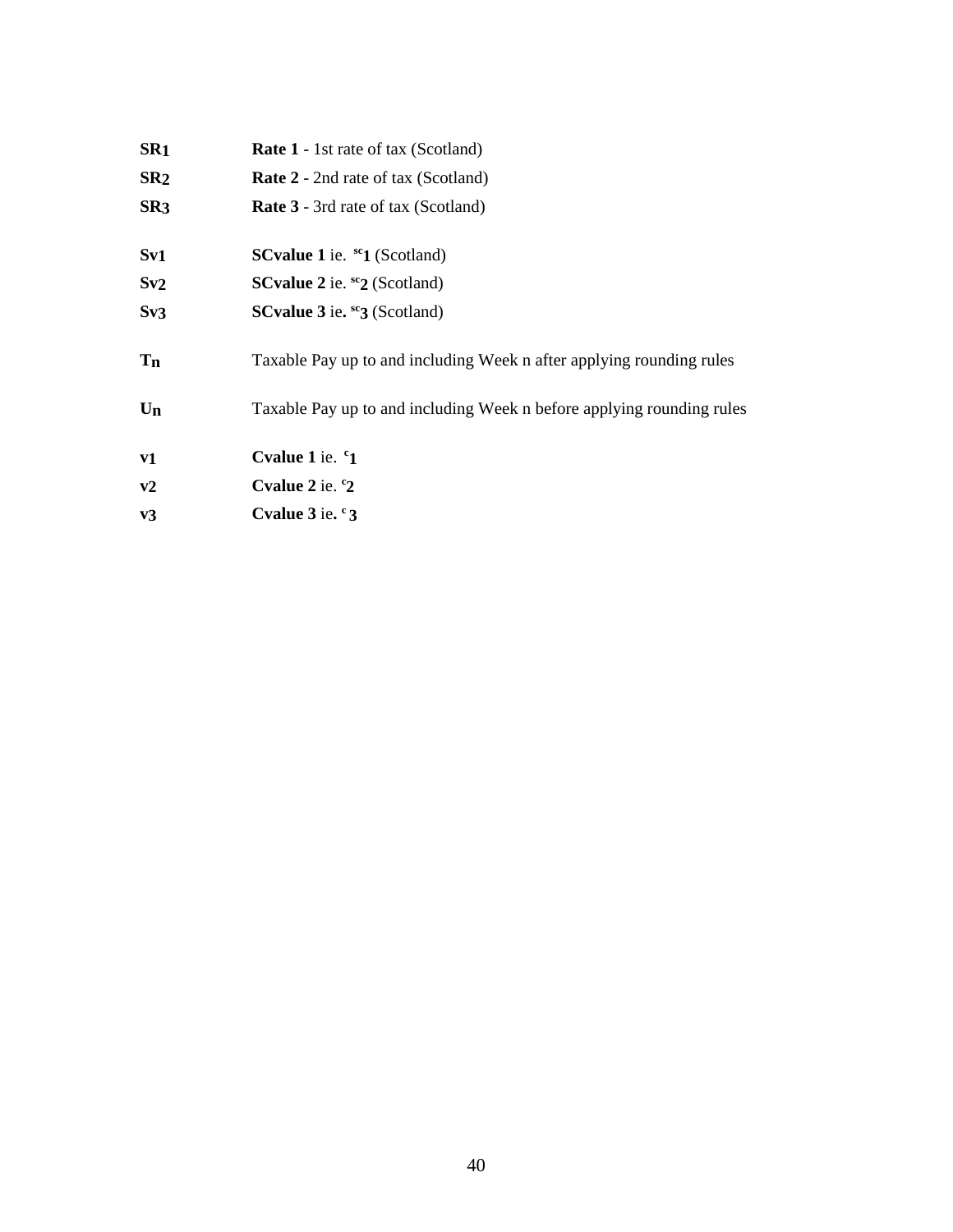| | |
|---|---|
| **$SR_1$** | **Rate 1** - 1st rate of tax (Scotland) |
| **$SR_2$** | **Rate 2** - 2nd rate of tax (Scotland) |
| **$SR_3$** | **Rate 3** - 3rd rate of tax (Scotland) |
| **$Sv_1$** | **SCvalue 1** ie. **$^{sc}1$** (Scotland) |
| **$Sv_2$** | **SCvalue 2** ie. **$^{sc}2$** (Scotland) |
| **$Sv_3$** | **SCvalue 3** ie**.** **$^{sc}3$** (Scotland) |
| **$T_n$** | Taxable Pay up to and including Week n after applying rounding rules |
| **$U_n$** | Taxable Pay up to and including Week n before applying rounding rules |
| **$v_1$** | **Cvalue 1** ie. **$^{c}1$** |
| **$v_2$** | **Cvalue 2** ie. **$^{c}2$** |
| **$v_3$** | **Cvalue 3** ie**.** **$^{c}3$** |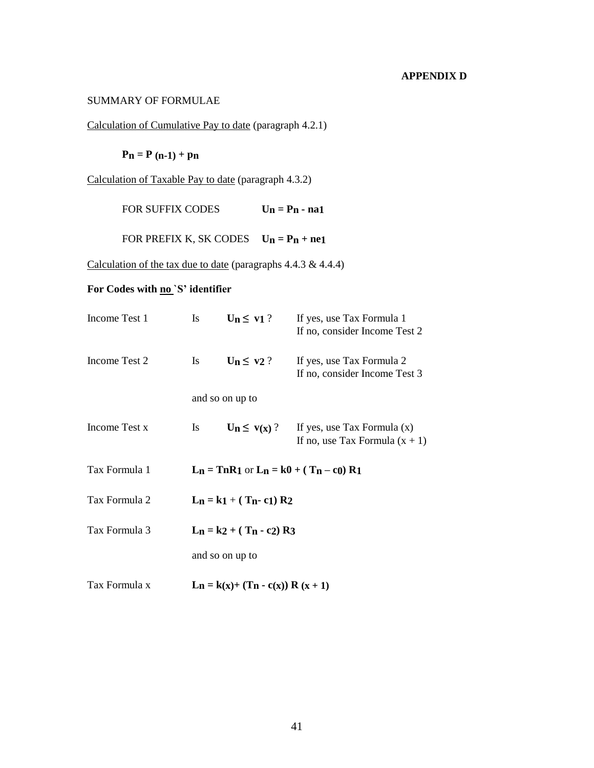**APPENDIX D**

SUMMARY OF FORMULAE

Calculation of Cumulative Pay to date (paragraph 4.2.1)

$$P_n = P_{(n-1)} + p_n$$

Calculation of Taxable Pay to date (paragraph 4.3.2)

FOR SUFFIX CODES $\quad U_n = P_n - na_1$

FOR PREFIX K, SK CODES $\quad U_n = P_n + ne_1$

Calculation of the tax due to date (paragraphs 4.4.3 & 4.4.4)

**For Codes with no `S' identifier**

| | | | |
|---|---|---|---|
| Income Test 1 | Is | $U_n \leq v_1$ ? | If yes, use Tax Formula 1<br>If no, consider Income Test 2 |
| Income Test 2 | Is | $U_n \leq v_2$ ? | If yes, use Tax Formula 2<br>If no, consider Income Test 3 |
| | and so on up to | | |
| Income Test x | Is | $U_n \leq v_{(x)}$ ? | If yes, use Tax Formula (x)<br>If no, use Tax Formula (x + 1) |

Tax Formula 1 $\quad L_n = T_n R_1$ or $L_n = k0 + (T_n - c_0) R_1$

Tax Formula 2 $\quad L_n = k_1 + (T_n - c_1) R_2$

Tax Formula 3 $\quad L_n = k_2 + (T_n - c_2) R_3$

and so on up to

Tax Formula x $\quad L_n = k_{(x)} + (T_n - c_{(x)}) R_{(x+1)}$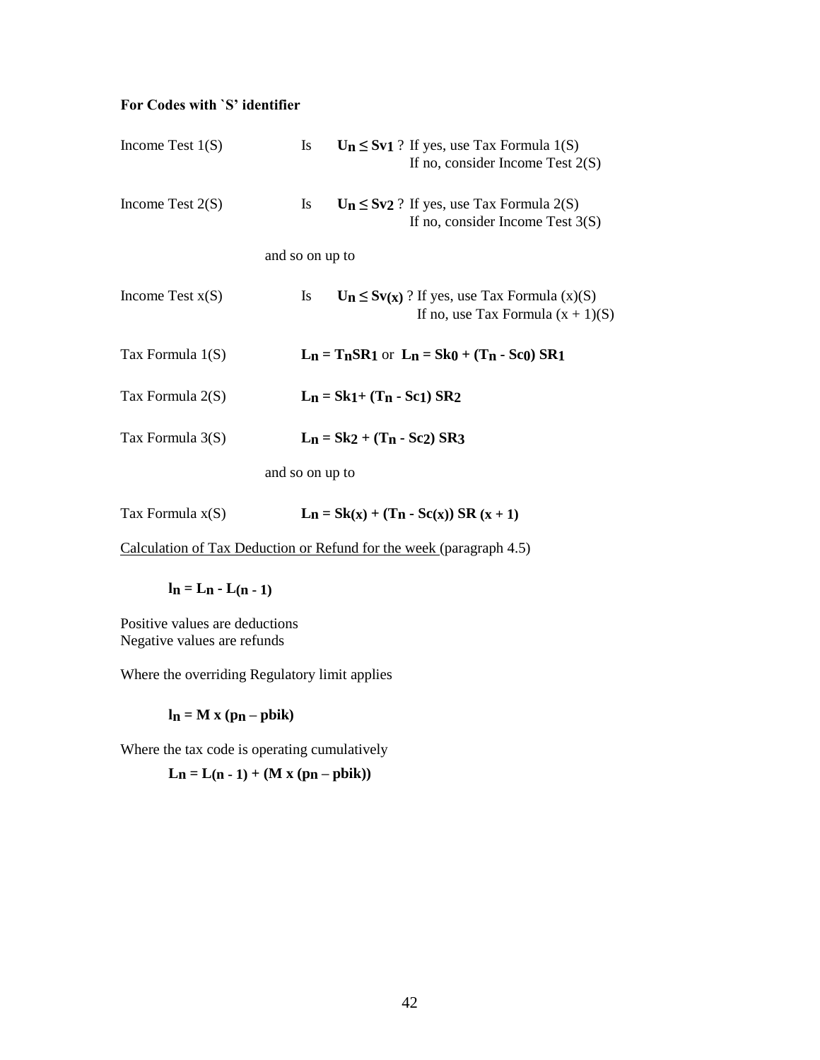**For Codes with `S' identifier**

Income Test 1(S) Is $U_n \leq Sv_1$ ? If yes, use Tax Formula 1(S)
If no, consider Income Test 2(S)

Income Test 2(S) Is $U_n \leq Sv_2$ ? If yes, use Tax Formula 2(S)
If no, consider Income Test 3(S)

and so on up to

Income Test x(S) Is $U_n \leq Sv_{(x)}$ ? If yes, use Tax Formula (x)(S)
If no, use Tax Formula (x + 1)(S)

Tax Formula 1(S) $L_n = T_n SR_1$ or $L_n = Sk_0 + (T_n - Sc_0)\, SR_1$

Tax Formula 2(S) $L_n = Sk_1 + (T_n - Sc_1)\, SR_2$

Tax Formula 3(S) $L_n = Sk_2 + (T_n - Sc_2)\, SR_3$

and so on up to

Tax Formula x(S) $L_n = Sk_{(x)} + (T_n - Sc_{(x)})\, SR_{(x+1)}$

<u>Calculation of Tax Deduction or Refund for the week</u> (paragraph 4.5)

$$l_n = L_n - L_{(n-1)}$$

Positive values are deductions
Negative values are refunds

Where the overriding Regulatory limit applies

$$l_n = M \times (p_n - pbik)$$

Where the tax code is operating cumulatively

$$L_n = L_{(n-1)} + (M \times (p_n - pbik))$$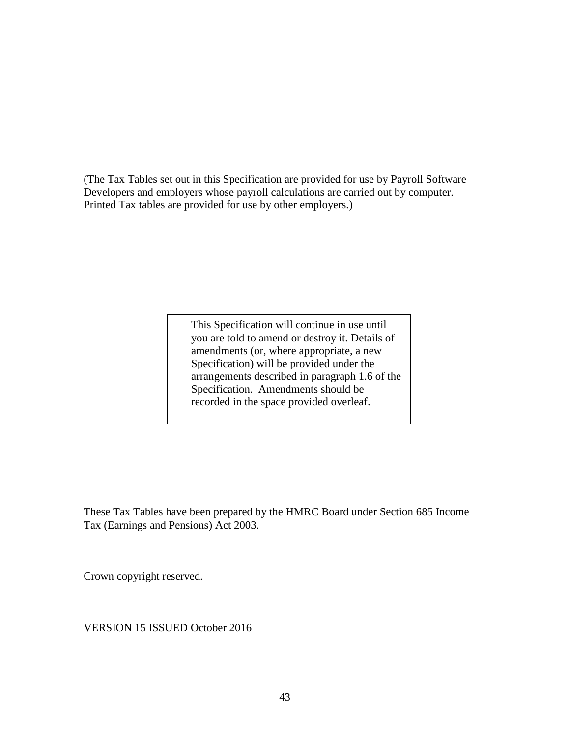(The Tax Tables set out in this Specification are provided for use by Payroll Software Developers and employers whose payroll calculations are carried out by computer. Printed Tax tables are provided for use by other employers.)

> This Specification will continue in use until you are told to amend or destroy it. Details of amendments (or, where appropriate, a new Specification) will be provided under the arrangements described in paragraph 1.6 of the Specification. Amendments should be recorded in the space provided overleaf.

These Tax Tables have been prepared by the HMRC Board under Section 685 Income Tax (Earnings and Pensions) Act 2003.

Crown copyright reserved.

VERSION 15 ISSUED October 2016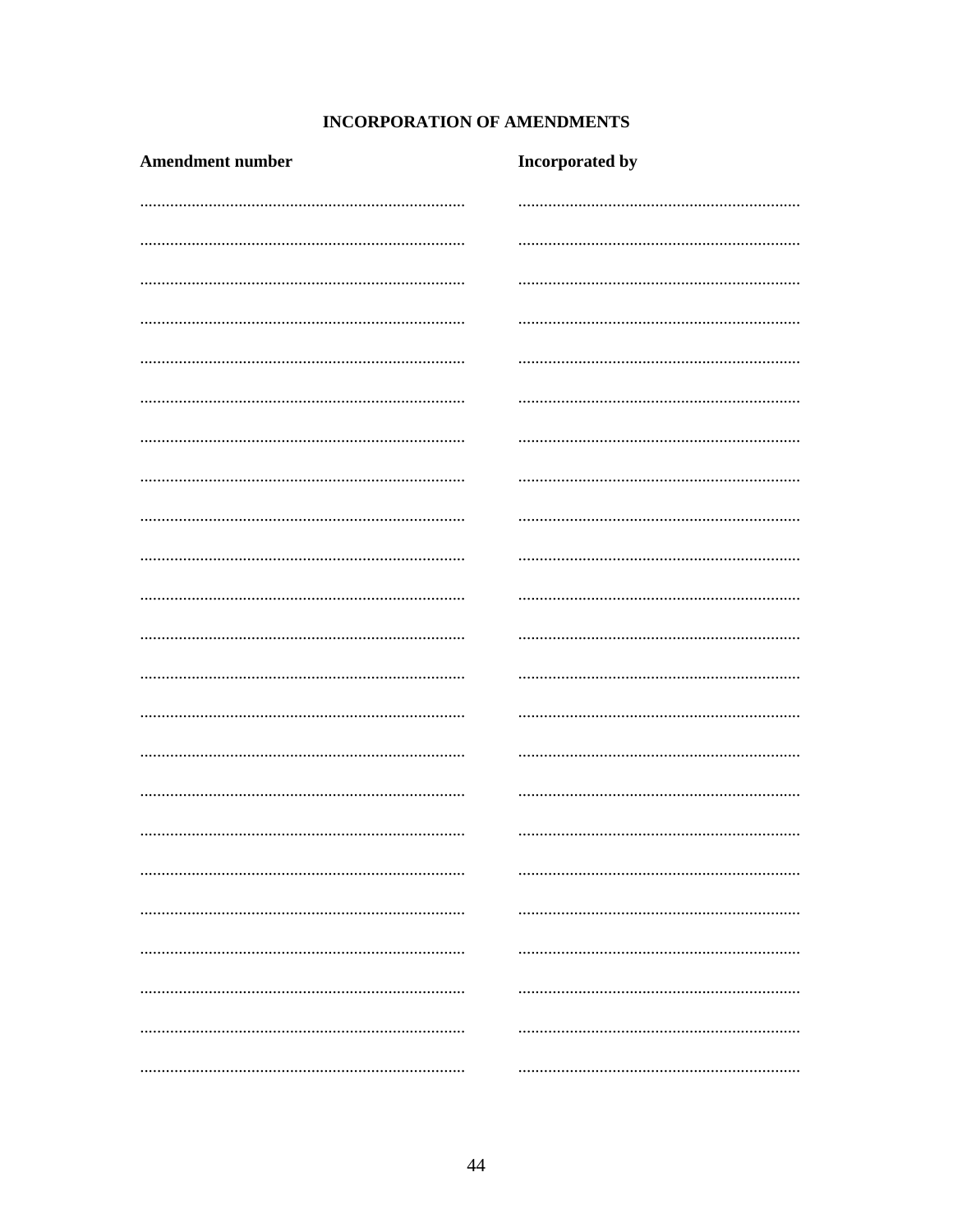## INCORPORATION OF AMENDMENTS

| Amendment number | Incorporated by |
|---|---|
| ............................................................................ | .................................................................. |
| ............................................................................ | .................................................................. |
| ............................................................................ | .................................................................. |
| ............................................................................ | .................................................................. |
| ............................................................................ | .................................................................. |
| ............................................................................ | .................................................................. |
| ............................................................................ | .................................................................. |
| ............................................................................ | .................................................................. |
| ............................................................................ | .................................................................. |
| ............................................................................ | .................................................................. |
| ............................................................................ | .................................................................. |
| ............................................................................ | .................................................................. |
| ............................................................................ | .................................................................. |
| ............................................................................ | .................................................................. |
| ............................................................................ | .................................................................. |
| ............................................................................ | .................................................................. |
| ............................................................................ | .................................................................. |
| ............................................................................ | .................................................................. |
| ............................................................................ | .................................................................. |
| ............................................................................ | .................................................................. |
| ............................................................................ | .................................................................. |
| ............................................................................ | .................................................................. |
| ............................................................................ | .................................................................. |